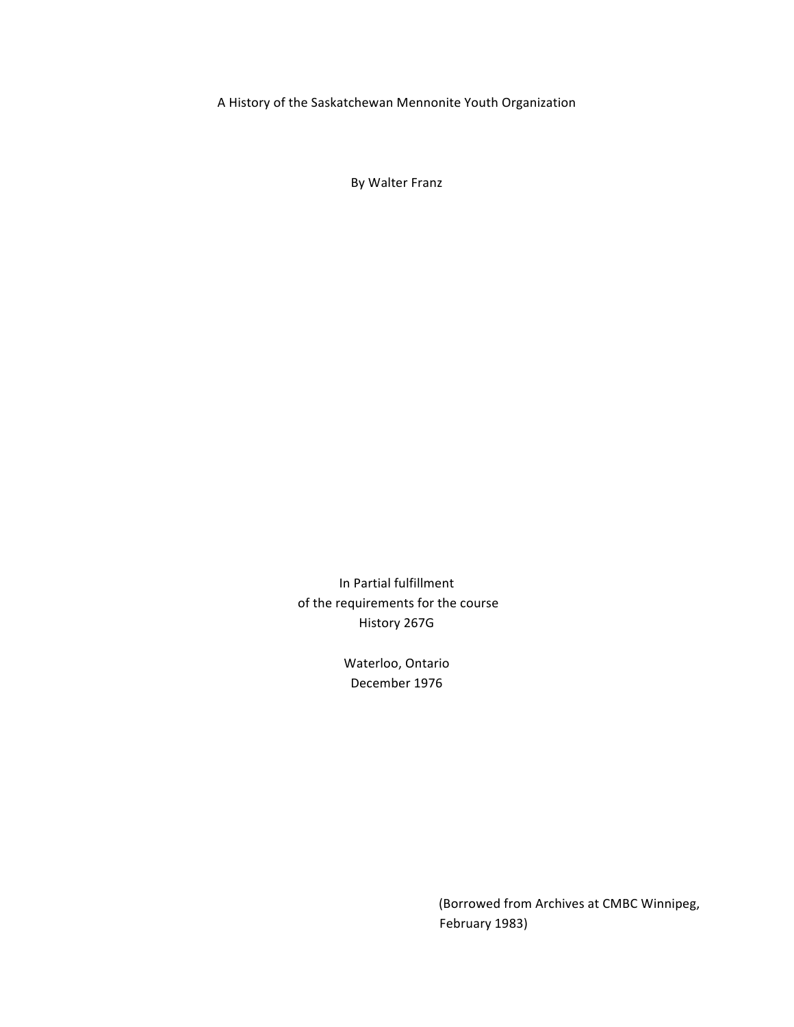# A History of the Saskatchewan Mennonite Youth Organization

By Walter Franz

In Partial fulfillment
of the requirements for the course
History 267G

Waterloo, Ontario
December 1976

(Borrowed from Archives at CMBC Winnipeg,
February 1983)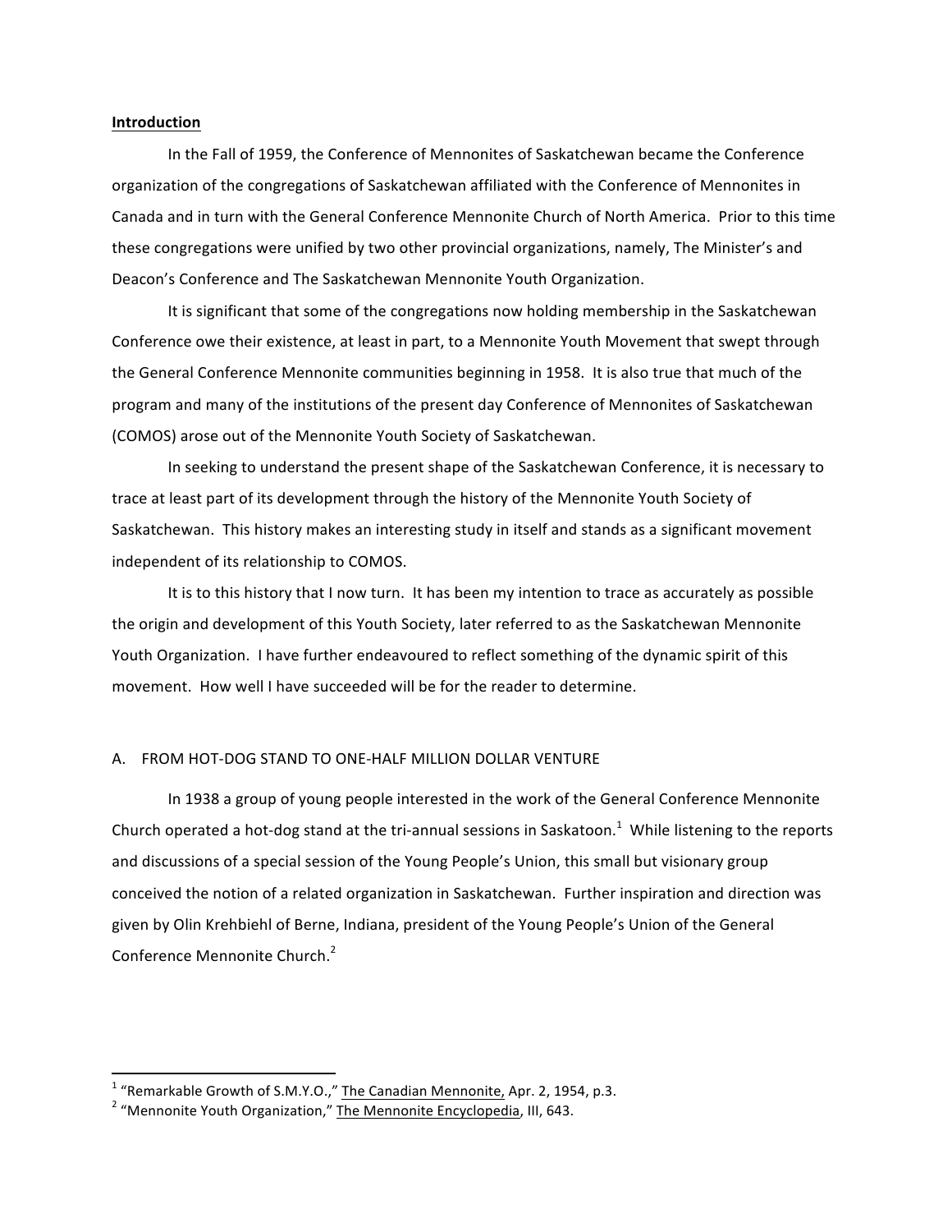## Introduction

In the Fall of 1959, the Conference of Mennonites of Saskatchewan became the Conference organization of the congregations of Saskatchewan affiliated with the Conference of Mennonites in Canada and in turn with the General Conference Mennonite Church of North America. Prior to this time these congregations were unified by two other provincial organizations, namely, The Minister's and Deacon's Conference and The Saskatchewan Mennonite Youth Organization.

It is significant that some of the congregations now holding membership in the Saskatchewan Conference owe their existence, at least in part, to a Mennonite Youth Movement that swept through the General Conference Mennonite communities beginning in 1958. It is also true that much of the program and many of the institutions of the present day Conference of Mennonites of Saskatchewan (COMOS) arose out of the Mennonite Youth Society of Saskatchewan.

In seeking to understand the present shape of the Saskatchewan Conference, it is necessary to trace at least part of its development through the history of the Mennonite Youth Society of Saskatchewan. This history makes an interesting study in itself and stands as a significant movement independent of its relationship to COMOS.

It is to this history that I now turn. It has been my intention to trace as accurately as possible the origin and development of this Youth Society, later referred to as the Saskatchewan Mennonite Youth Organization. I have further endeavoured to reflect something of the dynamic spirit of this movement. How well I have succeeded will be for the reader to determine.

## A. FROM HOT-DOG STAND TO ONE-HALF MILLION DOLLAR VENTURE

In 1938 a group of young people interested in the work of the General Conference Mennonite Church operated a hot-dog stand at the tri-annual sessions in Saskatoon.[1] While listening to the reports and discussions of a special session of the Young People's Union, this small but visionary group conceived the notion of a related organization in Saskatchewan. Further inspiration and direction was given by Olin Krehbiehl of Berne, Indiana, president of the Young People's Union of the General Conference Mennonite Church.[2]

---

[1] "Remarkable Growth of S.M.Y.O.," The Canadian Mennonite, Apr. 2, 1954, p.3.

[2] "Mennonite Youth Organization," The Mennonite Encyclopedia, III, 643.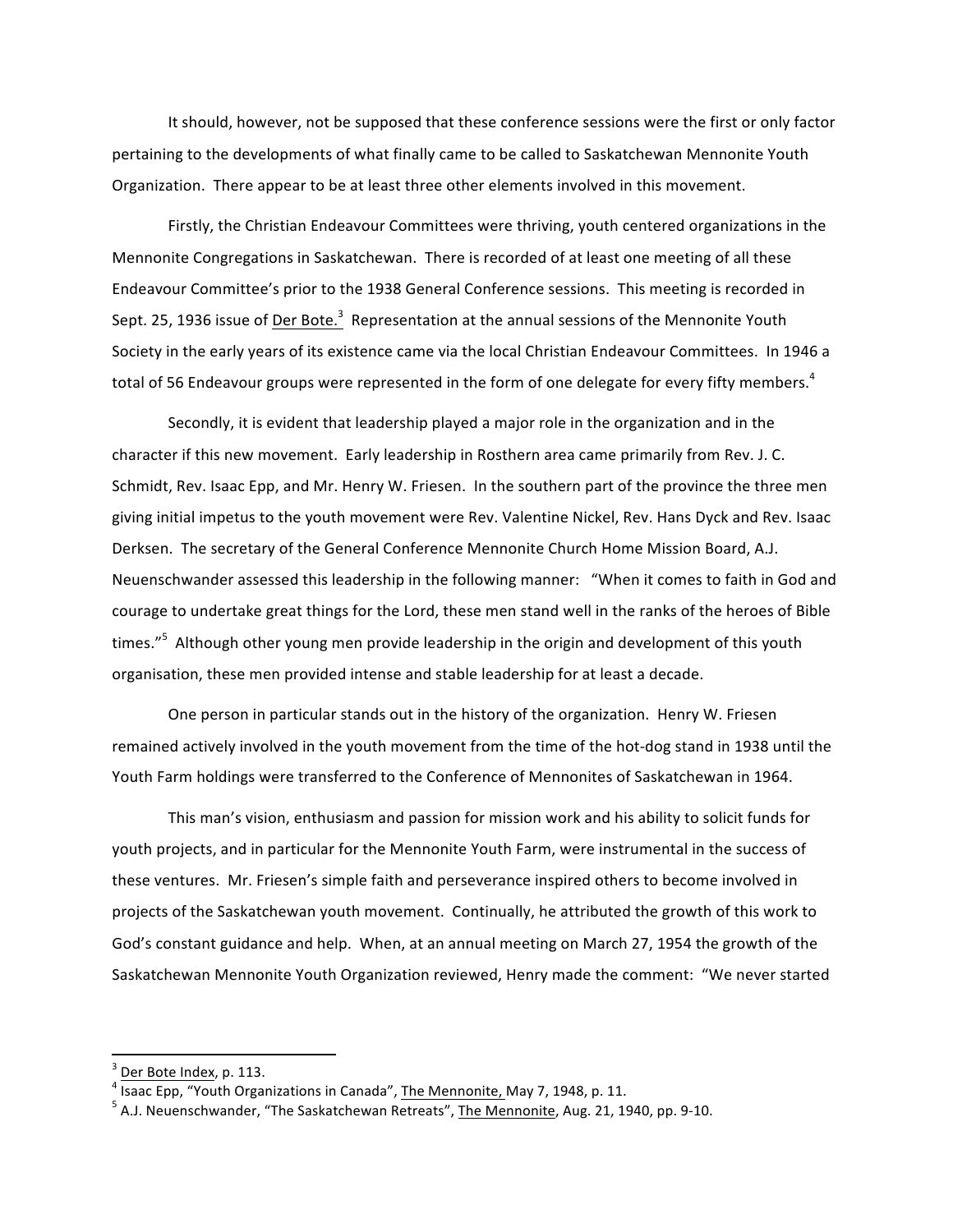It should, however, not be supposed that these conference sessions were the first or only factor pertaining to the developments of what finally came to be called to Saskatchewan Mennonite Youth Organization. There appear to be at least three other elements involved in this movement.

Firstly, the Christian Endeavour Committees were thriving, youth centered organizations in the Mennonite Congregations in Saskatchewan. There is recorded of at least one meeting of all these Endeavour Committee's prior to the 1938 General Conference sessions. This meeting is recorded in Sept. 25, 1936 issue of Der Bote.[3] Representation at the annual sessions of the Mennonite Youth Society in the early years of its existence came via the local Christian Endeavour Committees. In 1946 a total of 56 Endeavour groups were represented in the form of one delegate for every fifty members.[4]

Secondly, it is evident that leadership played a major role in the organization and in the character if this new movement. Early leadership in Rosthern area came primarily from Rev. J. C. Schmidt, Rev. Isaac Epp, and Mr. Henry W. Friesen. In the southern part of the province the three men giving initial impetus to the youth movement were Rev. Valentine Nickel, Rev. Hans Dyck and Rev. Isaac Derksen. The secretary of the General Conference Mennonite Church Home Mission Board, A.J. Neuenschwander assessed this leadership in the following manner: "When it comes to faith in God and courage to undertake great things for the Lord, these men stand well in the ranks of the heroes of Bible times."[5] Although other young men provide leadership in the origin and development of this youth organisation, these men provided intense and stable leadership for at least a decade.

One person in particular stands out in the history of the organization. Henry W. Friesen remained actively involved in the youth movement from the time of the hot-dog stand in 1938 until the Youth Farm holdings were transferred to the Conference of Mennonites of Saskatchewan in 1964.

This man's vision, enthusiasm and passion for mission work and his ability to solicit funds for youth projects, and in particular for the Mennonite Youth Farm, were instrumental in the success of these ventures. Mr. Friesen's simple faith and perseverance inspired others to become involved in projects of the Saskatchewan youth movement. Continually, he attributed the growth of this work to God's constant guidance and help. When, at an annual meeting on March 27, 1954 the growth of the Saskatchewan Mennonite Youth Organization reviewed, Henry made the comment: "We never started

---

[3] Der Bote Index, p. 113.

[4] Isaac Epp, "Youth Organizations in Canada", The Mennonite, May 7, 1948, p. 11.

[5] A.J. Neuenschwander, "The Saskatchewan Retreats", The Mennonite, Aug. 21, 1940, pp. 9-10.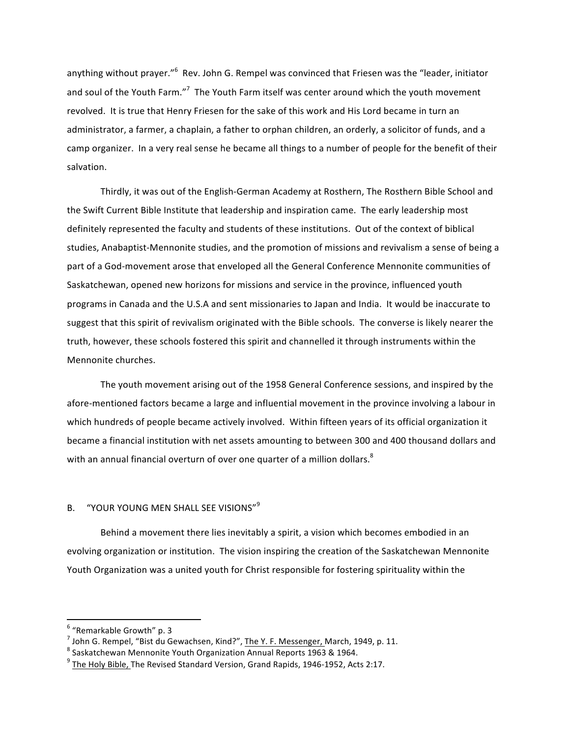anything without prayer."[6] Rev. John G. Rempel was convinced that Friesen was the "leader, initiator and soul of the Youth Farm."[7] The Youth Farm itself was center around which the youth movement revolved. It is true that Henry Friesen for the sake of this work and His Lord became in turn an administrator, a farmer, a chaplain, a father to orphan children, an orderly, a solicitor of funds, and a camp organizer. In a very real sense he became all things to a number of people for the benefit of their salvation.

Thirdly, it was out of the English-German Academy at Rosthern, The Rosthern Bible School and the Swift Current Bible Institute that leadership and inspiration came. The early leadership most definitely represented the faculty and students of these institutions. Out of the context of biblical studies, Anabaptist-Mennonite studies, and the promotion of missions and revivalism a sense of being a part of a God-movement arose that enveloped all the General Conference Mennonite communities of Saskatchewan, opened new horizons for missions and service in the province, influenced youth programs in Canada and the U.S.A and sent missionaries to Japan and India. It would be inaccurate to suggest that this spirit of revivalism originated with the Bible schools. The converse is likely nearer the truth, however, these schools fostered this spirit and channelled it through instruments within the Mennonite churches.

The youth movement arising out of the 1958 General Conference sessions, and inspired by the afore-mentioned factors became a large and influential movement in the province involving a labour in which hundreds of people became actively involved. Within fifteen years of its official organization it became a financial institution with net assets amounting to between 300 and 400 thousand dollars and with an annual financial overturn of over one quarter of a million dollars.[8]

## B. "YOUR YOUNG MEN SHALL SEE VISIONS"[9]

Behind a movement there lies inevitably a spirit, a vision which becomes embodied in an evolving organization or institution. The vision inspiring the creation of the Saskatchewan Mennonite Youth Organization was a united youth for Christ responsible for fostering spirituality within the

---

[6] "Remarkable Growth" p. 3

[7] John G. Rempel, "Bist du Gewachsen, Kind?", The Y. F. Messenger, March, 1949, p. 11.

[8] Saskatchewan Mennonite Youth Organization Annual Reports 1963 & 1964.

[9] The Holy Bible, The Revised Standard Version, Grand Rapids, 1946-1952, Acts 2:17.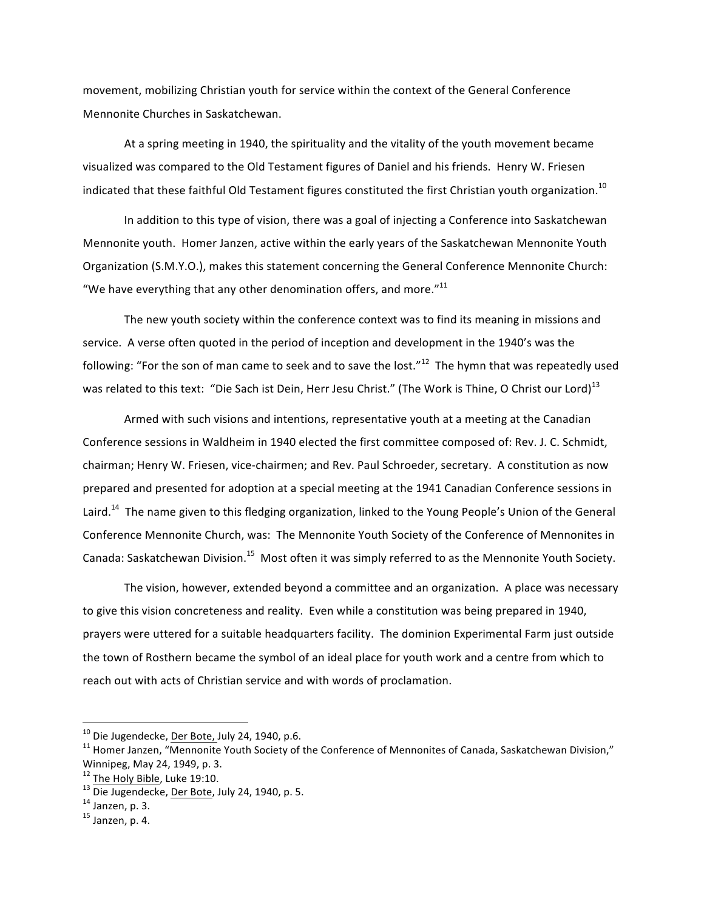movement, mobilizing Christian youth for service within the context of the General Conference Mennonite Churches in Saskatchewan.

At a spring meeting in 1940, the spirituality and the vitality of the youth movement became visualized was compared to the Old Testament figures of Daniel and his friends. Henry W. Friesen indicated that these faithful Old Testament figures constituted the first Christian youth organization.[10]

In addition to this type of vision, there was a goal of injecting a Conference into Saskatchewan Mennonite youth. Homer Janzen, active within the early years of the Saskatchewan Mennonite Youth Organization (S.M.Y.O.), makes this statement concerning the General Conference Mennonite Church: "We have everything that any other denomination offers, and more."[11]

The new youth society within the conference context was to find its meaning in missions and service. A verse often quoted in the period of inception and development in the 1940's was the following: "For the son of man came to seek and to save the lost."[12] The hymn that was repeatedly used was related to this text: "Die Sach ist Dein, Herr Jesu Christ." (The Work is Thine, O Christ our Lord)[13]

Armed with such visions and intentions, representative youth at a meeting at the Canadian Conference sessions in Waldheim in 1940 elected the first committee composed of: Rev. J. C. Schmidt, chairman; Henry W. Friesen, vice-chairmen; and Rev. Paul Schroeder, secretary. A constitution as now prepared and presented for adoption at a special meeting at the 1941 Canadian Conference sessions in Laird.[14] The name given to this fledging organization, linked to the Young People's Union of the General Conference Mennonite Church, was: The Mennonite Youth Society of the Conference of Mennonites in Canada: Saskatchewan Division.[15] Most often it was simply referred to as the Mennonite Youth Society.

The vision, however, extended beyond a committee and an organization. A place was necessary to give this vision concreteness and reality. Even while a constitution was being prepared in 1940, prayers were uttered for a suitable headquarters facility. The dominion Experimental Farm just outside the town of Rosthern became the symbol of an ideal place for youth work and a centre from which to reach out with acts of Christian service and with words of proclamation.

---

[10] Die Jugendecke, Der Bote, July 24, 1940, p.6.

[11] Homer Janzen, "Mennonite Youth Society of the Conference of Mennonites of Canada, Saskatchewan Division," Winnipeg, May 24, 1949, p. 3.

[12] The Holy Bible, Luke 19:10.

[13] Die Jugendecke, Der Bote, July 24, 1940, p. 5.

[14] Janzen, p. 3.

[15] Janzen, p. 4.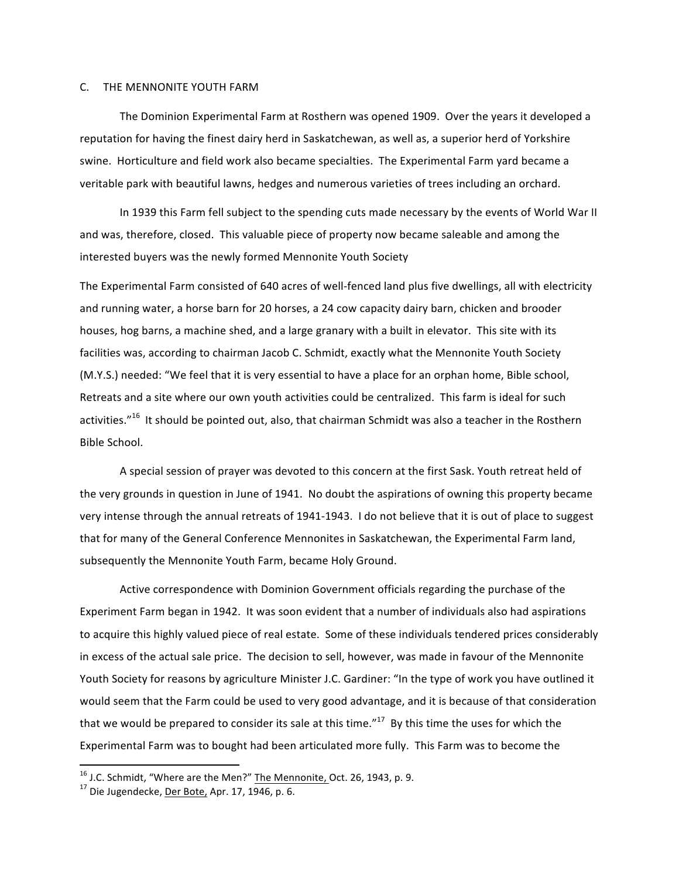## C. THE MENNONITE YOUTH FARM

The Dominion Experimental Farm at Rosthern was opened 1909. Over the years it developed a reputation for having the finest dairy herd in Saskatchewan, as well as, a superior herd of Yorkshire swine. Horticulture and field work also became specialties. The Experimental Farm yard became a veritable park with beautiful lawns, hedges and numerous varieties of trees including an orchard.

In 1939 this Farm fell subject to the spending cuts made necessary by the events of World War II and was, therefore, closed. This valuable piece of property now became saleable and among the interested buyers was the newly formed Mennonite Youth Society

The Experimental Farm consisted of 640 acres of well-fenced land plus five dwellings, all with electricity and running water, a horse barn for 20 horses, a 24 cow capacity dairy barn, chicken and brooder houses, hog barns, a machine shed, and a large granary with a built in elevator. This site with its facilities was, according to chairman Jacob C. Schmidt, exactly what the Mennonite Youth Society (M.Y.S.) needed: "We feel that it is very essential to have a place for an orphan home, Bible school, Retreats and a site where our own youth activities could be centralized. This farm is ideal for such activities."[16] It should be pointed out, also, that chairman Schmidt was also a teacher in the Rosthern Bible School.

A special session of prayer was devoted to this concern at the first Sask. Youth retreat held of the very grounds in question in June of 1941. No doubt the aspirations of owning this property became very intense through the annual retreats of 1941-1943. I do not believe that it is out of place to suggest that for many of the General Conference Mennonites in Saskatchewan, the Experimental Farm land, subsequently the Mennonite Youth Farm, became Holy Ground.

Active correspondence with Dominion Government officials regarding the purchase of the Experiment Farm began in 1942. It was soon evident that a number of individuals also had aspirations to acquire this highly valued piece of real estate. Some of these individuals tendered prices considerably in excess of the actual sale price. The decision to sell, however, was made in favour of the Mennonite Youth Society for reasons by agriculture Minister J.C. Gardiner: "In the type of work you have outlined it would seem that the Farm could be used to very good advantage, and it is because of that consideration that we would be prepared to consider its sale at this time."[17] By this time the uses for which the Experimental Farm was to bought had been articulated more fully. This Farm was to become the

---

[16] J.C. Schmidt, "Where are the Men?" The Mennonite, Oct. 26, 1943, p. 9.

[17] Die Jugendecke, Der Bote, Apr. 17, 1946, p. 6.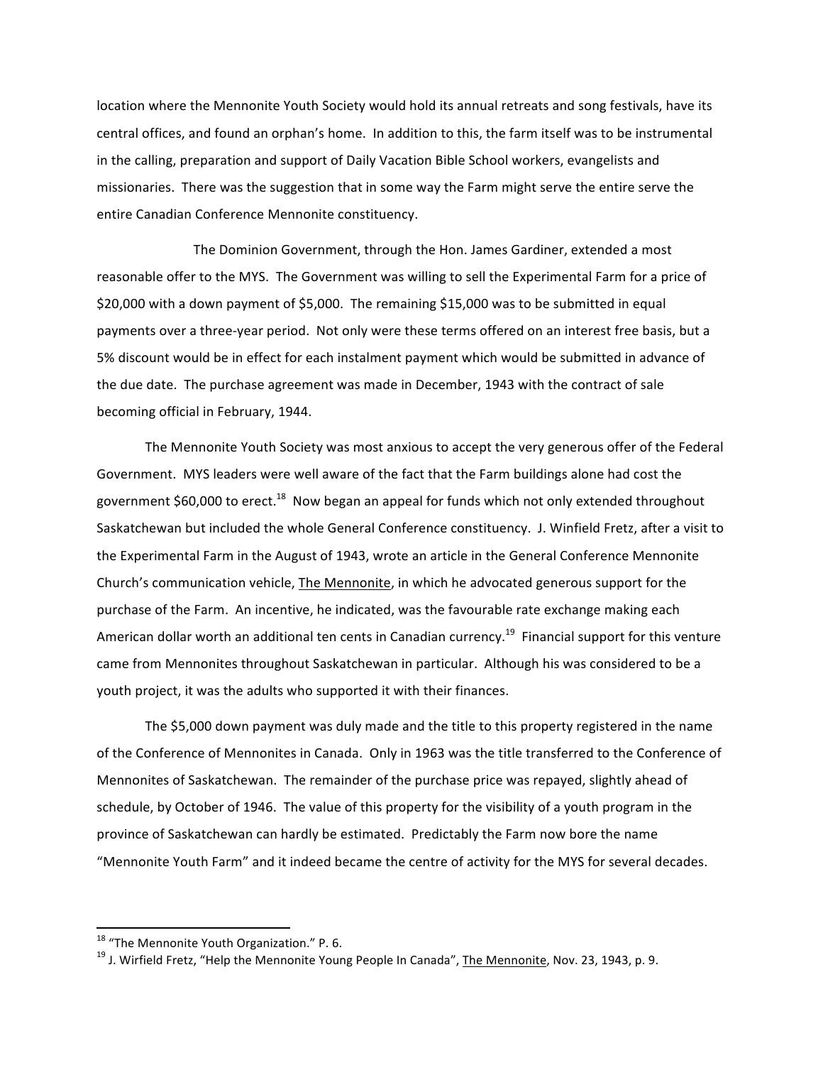location where the Mennonite Youth Society would hold its annual retreats and song festivals, have its central offices, and found an orphan's home. In addition to this, the farm itself was to be instrumental in the calling, preparation and support of Daily Vacation Bible School workers, evangelists and missionaries. There was the suggestion that in some way the Farm might serve the entire serve the entire Canadian Conference Mennonite constituency.

The Dominion Government, through the Hon. James Gardiner, extended a most reasonable offer to the MYS. The Government was willing to sell the Experimental Farm for a price of $20,000 with a down payment of $5,000. The remaining $15,000 was to be submitted in equal payments over a three-year period. Not only were these terms offered on an interest free basis, but a 5% discount would be in effect for each instalment payment which would be submitted in advance of the due date. The purchase agreement was made in December, 1943 with the contract of sale becoming official in February, 1944.

The Mennonite Youth Society was most anxious to accept the very generous offer of the Federal Government. MYS leaders were well aware of the fact that the Farm buildings alone had cost the government $60,000 to erect.[18] Now began an appeal for funds which not only extended throughout Saskatchewan but included the whole General Conference constituency. J. Winfield Fretz, after a visit to the Experimental Farm in the August of 1943, wrote an article in the General Conference Mennonite Church's communication vehicle, The Mennonite, in which he advocated generous support for the purchase of the Farm. An incentive, he indicated, was the favourable rate exchange making each American dollar worth an additional ten cents in Canadian currency.[19] Financial support for this venture came from Mennonites throughout Saskatchewan in particular. Although his was considered to be a youth project, it was the adults who supported it with their finances.

The $5,000 down payment was duly made and the title to this property registered in the name of the Conference of Mennonites in Canada. Only in 1963 was the title transferred to the Conference of Mennonites of Saskatchewan. The remainder of the purchase price was repayed, slightly ahead of schedule, by October of 1946. The value of this property for the visibility of a youth program in the province of Saskatchewan can hardly be estimated. Predictably the Farm now bore the name "Mennonite Youth Farm" and it indeed became the centre of activity for the MYS for several decades.

---

[18] "The Mennonite Youth Organization." P. 6.

[19] J. Wirfield Fretz, "Help the Mennonite Young People In Canada", The Mennonite, Nov. 23, 1943, p. 9.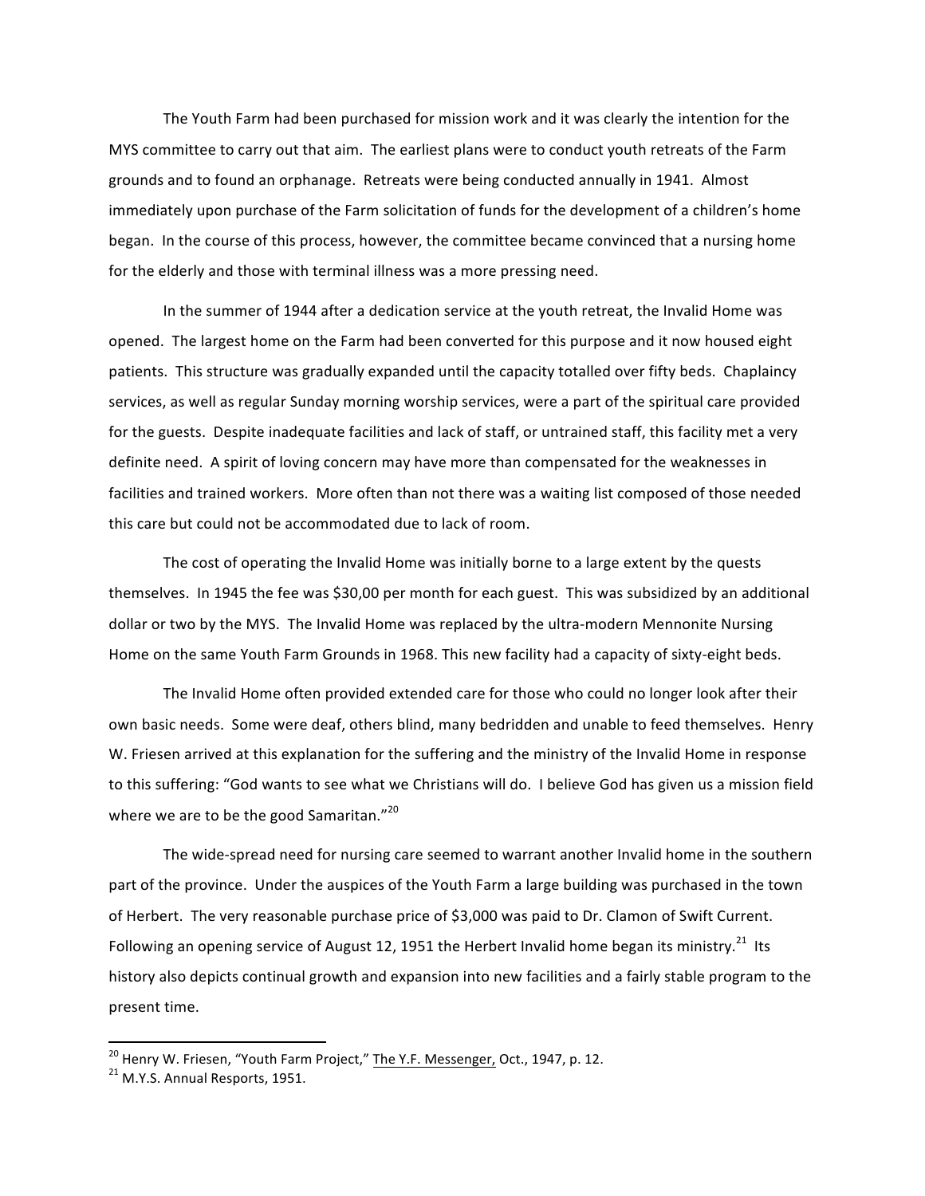The Youth Farm had been purchased for mission work and it was clearly the intention for the MYS committee to carry out that aim. The earliest plans were to conduct youth retreats of the Farm grounds and to found an orphanage. Retreats were being conducted annually in 1941. Almost immediately upon purchase of the Farm solicitation of funds for the development of a children's home began. In the course of this process, however, the committee became convinced that a nursing home for the elderly and those with terminal illness was a more pressing need.

In the summer of 1944 after a dedication service at the youth retreat, the Invalid Home was opened. The largest home on the Farm had been converted for this purpose and it now housed eight patients. This structure was gradually expanded until the capacity totalled over fifty beds. Chaplaincy services, as well as regular Sunday morning worship services, were a part of the spiritual care provided for the guests. Despite inadequate facilities and lack of staff, or untrained staff, this facility met a very definite need. A spirit of loving concern may have more than compensated for the weaknesses in facilities and trained workers. More often than not there was a waiting list composed of those needed this care but could not be accommodated due to lack of room.

The cost of operating the Invalid Home was initially borne to a large extent by the quests themselves. In 1945 the fee was $30,00 per month for each guest. This was subsidized by an additional dollar or two by the MYS. The Invalid Home was replaced by the ultra-modern Mennonite Nursing Home on the same Youth Farm Grounds in 1968. This new facility had a capacity of sixty-eight beds.

The Invalid Home often provided extended care for those who could no longer look after their own basic needs. Some were deaf, others blind, many bedridden and unable to feed themselves. Henry W. Friesen arrived at this explanation for the suffering and the ministry of the Invalid Home in response to this suffering: "God wants to see what we Christians will do. I believe God has given us a mission field where we are to be the good Samaritan."[20]

The wide-spread need for nursing care seemed to warrant another Invalid home in the southern part of the province. Under the auspices of the Youth Farm a large building was purchased in the town of Herbert. The very reasonable purchase price of $3,000 was paid to Dr. Clamon of Swift Current. Following an opening service of August 12, 1951 the Herbert Invalid home began its ministry.[21] Its history also depicts continual growth and expansion into new facilities and a fairly stable program to the present time.

---

[20] Henry W. Friesen, "Youth Farm Project," The Y.F. Messenger, Oct., 1947, p. 12.

[21] M.Y.S. Annual Resports, 1951.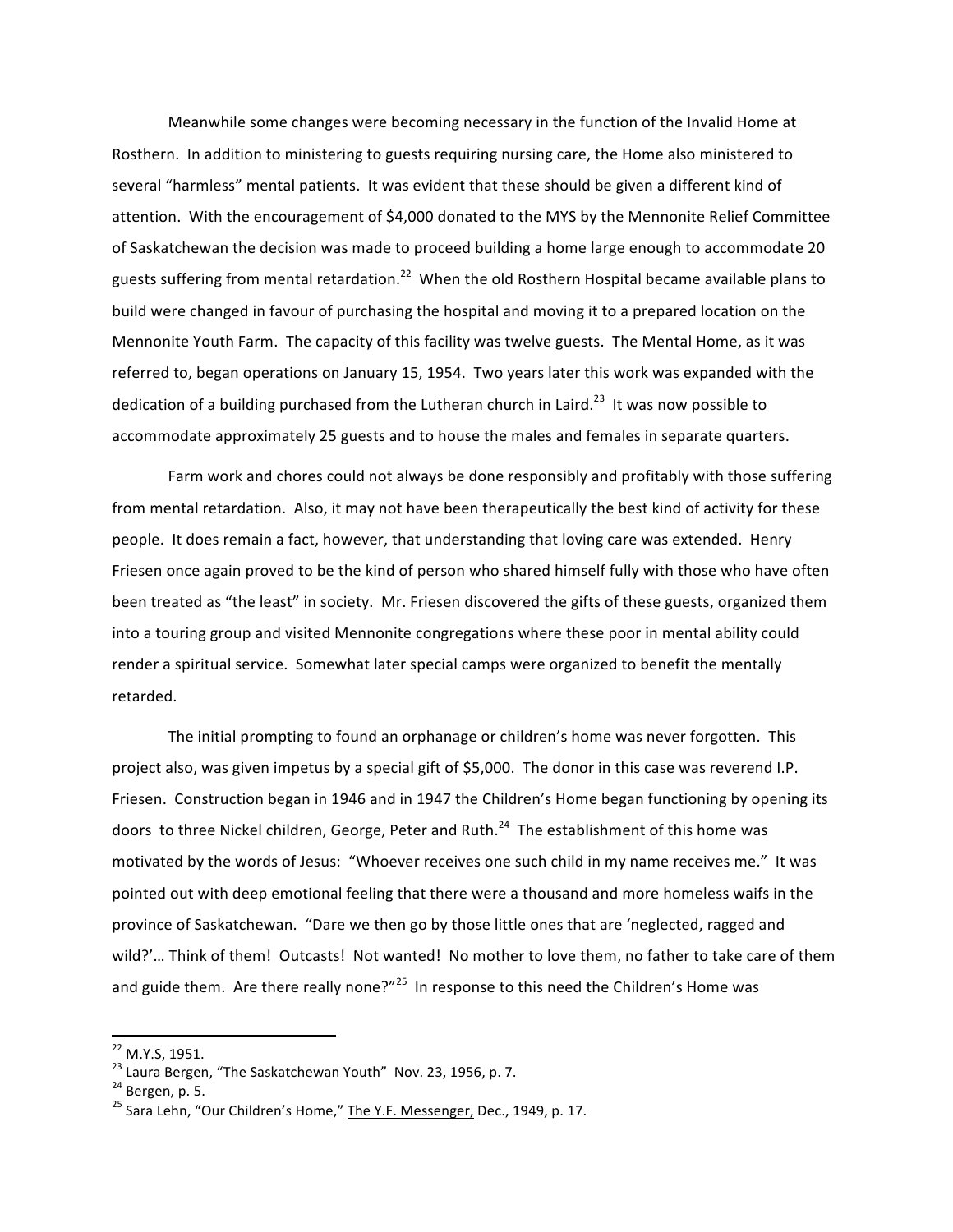Meanwhile some changes were becoming necessary in the function of the Invalid Home at Rosthern. In addition to ministering to guests requiring nursing care, the Home also ministered to several "harmless" mental patients. It was evident that these should be given a different kind of attention. With the encouragement of $4,000 donated to the MYS by the Mennonite Relief Committee of Saskatchewan the decision was made to proceed building a home large enough to accommodate 20 guests suffering from mental retardation.[22] When the old Rosthern Hospital became available plans to build were changed in favour of purchasing the hospital and moving it to a prepared location on the Mennonite Youth Farm. The capacity of this facility was twelve guests. The Mental Home, as it was referred to, began operations on January 15, 1954. Two years later this work was expanded with the dedication of a building purchased from the Lutheran church in Laird.[23] It was now possible to accommodate approximately 25 guests and to house the males and females in separate quarters.

Farm work and chores could not always be done responsibly and profitably with those suffering from mental retardation. Also, it may not have been therapeutically the best kind of activity for these people. It does remain a fact, however, that understanding that loving care was extended. Henry Friesen once again proved to be the kind of person who shared himself fully with those who have often been treated as "the least" in society. Mr. Friesen discovered the gifts of these guests, organized them into a touring group and visited Mennonite congregations where these poor in mental ability could render a spiritual service. Somewhat later special camps were organized to benefit the mentally retarded.

The initial prompting to found an orphanage or children's home was never forgotten. This project also, was given impetus by a special gift of $5,000. The donor in this case was reverend I.P. Friesen. Construction began in 1946 and in 1947 the Children's Home began functioning by opening its doors to three Nickel children, George, Peter and Ruth.[24] The establishment of this home was motivated by the words of Jesus: "Whoever receives one such child in my name receives me." It was pointed out with deep emotional feeling that there were a thousand and more homeless waifs in the province of Saskatchewan. "Dare we then go by those little ones that are 'neglected, ragged and wild?'… Think of them! Outcasts! Not wanted! No mother to love them, no father to take care of them and guide them. Are there really none?"[25] In response to this need the Children's Home was

---

[22] M.Y.S, 1951.

[23] Laura Bergen, "The Saskatchewan Youth" Nov. 23, 1956, p. 7.

[24] Bergen, p. 5.

[25] Sara Lehn, "Our Children's Home," The Y.F. Messenger, Dec., 1949, p. 17.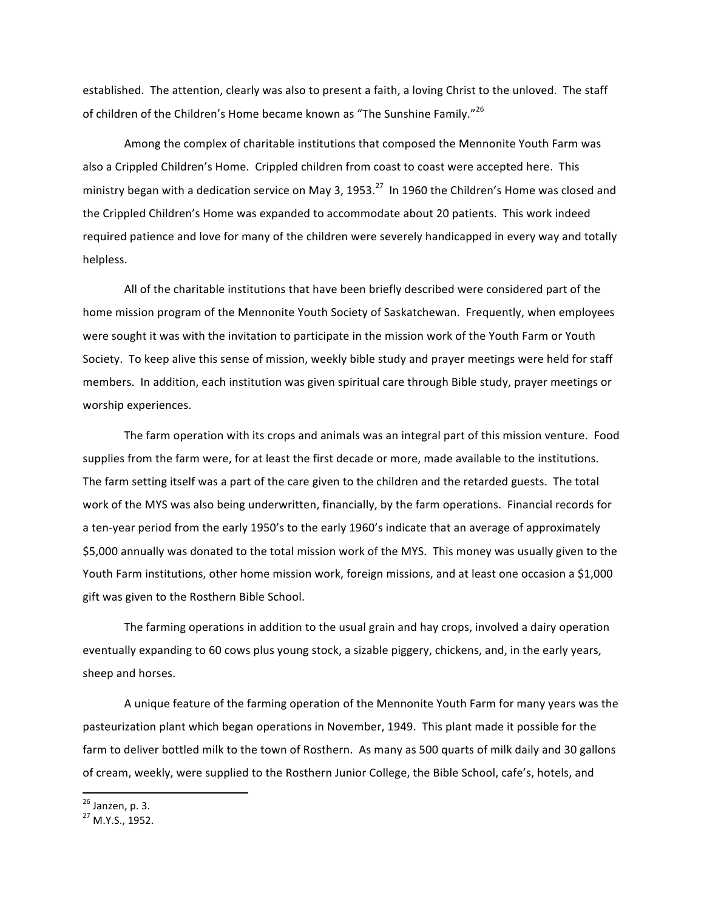established. The attention, clearly was also to present a faith, a loving Christ to the unloved. The staff of children of the Children's Home became known as "The Sunshine Family."[26]

Among the complex of charitable institutions that composed the Mennonite Youth Farm was also a Crippled Children's Home. Crippled children from coast to coast were accepted here. This ministry began with a dedication service on May 3, 1953.[27] In 1960 the Children's Home was closed and the Crippled Children's Home was expanded to accommodate about 20 patients. This work indeed required patience and love for many of the children were severely handicapped in every way and totally helpless.

All of the charitable institutions that have been briefly described were considered part of the home mission program of the Mennonite Youth Society of Saskatchewan. Frequently, when employees were sought it was with the invitation to participate in the mission work of the Youth Farm or Youth Society. To keep alive this sense of mission, weekly bible study and prayer meetings were held for staff members. In addition, each institution was given spiritual care through Bible study, prayer meetings or worship experiences.

The farm operation with its crops and animals was an integral part of this mission venture. Food supplies from the farm were, for at least the first decade or more, made available to the institutions. The farm setting itself was a part of the care given to the children and the retarded guests. The total work of the MYS was also being underwritten, financially, by the farm operations. Financial records for a ten-year period from the early 1950's to the early 1960's indicate that an average of approximately $5,000 annually was donated to the total mission work of the MYS. This money was usually given to the Youth Farm institutions, other home mission work, foreign missions, and at least one occasion a $1,000 gift was given to the Rosthern Bible School.

The farming operations in addition to the usual grain and hay crops, involved a dairy operation eventually expanding to 60 cows plus young stock, a sizable piggery, chickens, and, in the early years, sheep and horses.

A unique feature of the farming operation of the Mennonite Youth Farm for many years was the pasteurization plant which began operations in November, 1949. This plant made it possible for the farm to deliver bottled milk to the town of Rosthern. As many as 500 quarts of milk daily and 30 gallons of cream, weekly, were supplied to the Rosthern Junior College, the Bible School, cafe's, hotels, and

[26] Janzen, p. 3.
[27] M.Y.S., 1952.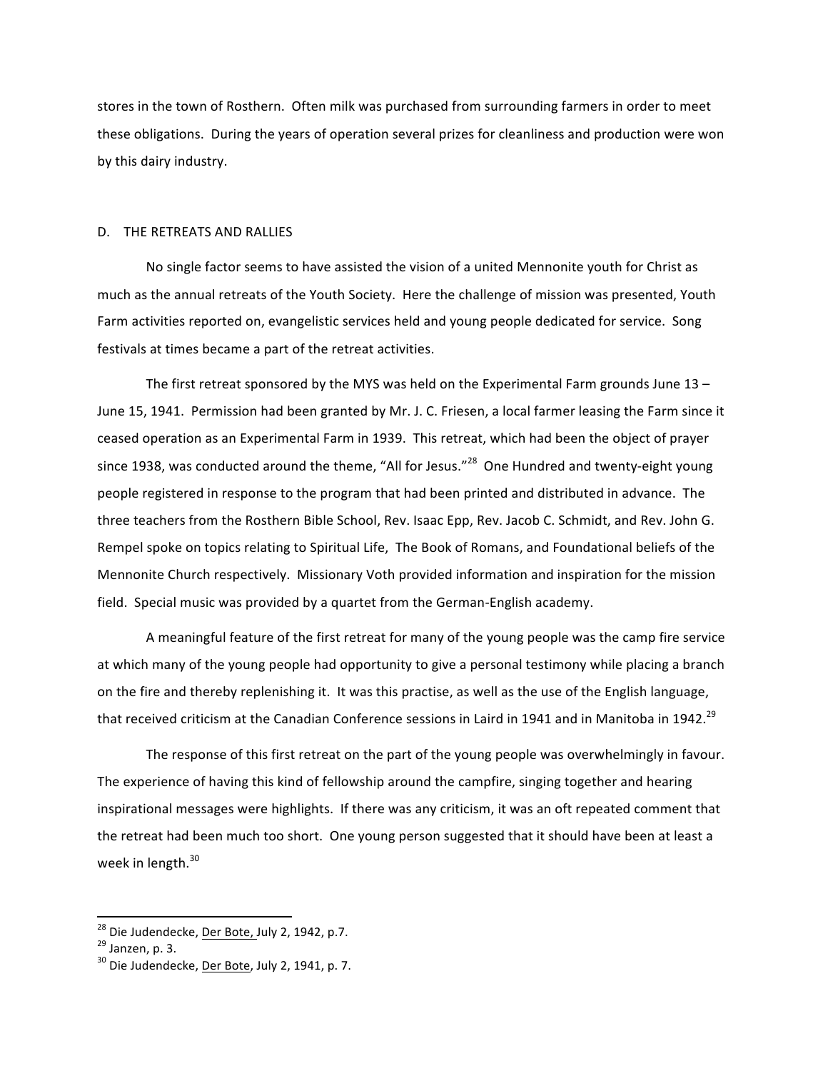stores in the town of Rosthern. Often milk was purchased from surrounding farmers in order to meet these obligations. During the years of operation several prizes for cleanliness and production were won by this dairy industry.

## D. THE RETREATS AND RALLIES

No single factor seems to have assisted the vision of a united Mennonite youth for Christ as much as the annual retreats of the Youth Society. Here the challenge of mission was presented, Youth Farm activities reported on, evangelistic services held and young people dedicated for service. Song festivals at times became a part of the retreat activities.

The first retreat sponsored by the MYS was held on the Experimental Farm grounds June 13 – June 15, 1941. Permission had been granted by Mr. J. C. Friesen, a local farmer leasing the Farm since it ceased operation as an Experimental Farm in 1939. This retreat, which had been the object of prayer since 1938, was conducted around the theme, "All for Jesus."[28] One Hundred and twenty-eight young people registered in response to the program that had been printed and distributed in advance. The three teachers from the Rosthern Bible School, Rev. Isaac Epp, Rev. Jacob C. Schmidt, and Rev. John G. Rempel spoke on topics relating to Spiritual Life, The Book of Romans, and Foundational beliefs of the Mennonite Church respectively. Missionary Voth provided information and inspiration for the mission field. Special music was provided by a quartet from the German-English academy.

A meaningful feature of the first retreat for many of the young people was the camp fire service at which many of the young people had opportunity to give a personal testimony while placing a branch on the fire and thereby replenishing it. It was this practise, as well as the use of the English language, that received criticism at the Canadian Conference sessions in Laird in 1941 and in Manitoba in 1942.[29]

The response of this first retreat on the part of the young people was overwhelmingly in favour. The experience of having this kind of fellowship around the campfire, singing together and hearing inspirational messages were highlights. If there was any criticism, it was an oft repeated comment that the retreat had been much too short. One young person suggested that it should have been at least a week in length.[30]

---

[28] Die Judendecke, Der Bote, July 2, 1942, p.7.

[29] Janzen, p. 3.

[30] Die Judendecke, Der Bote, July 2, 1941, p. 7.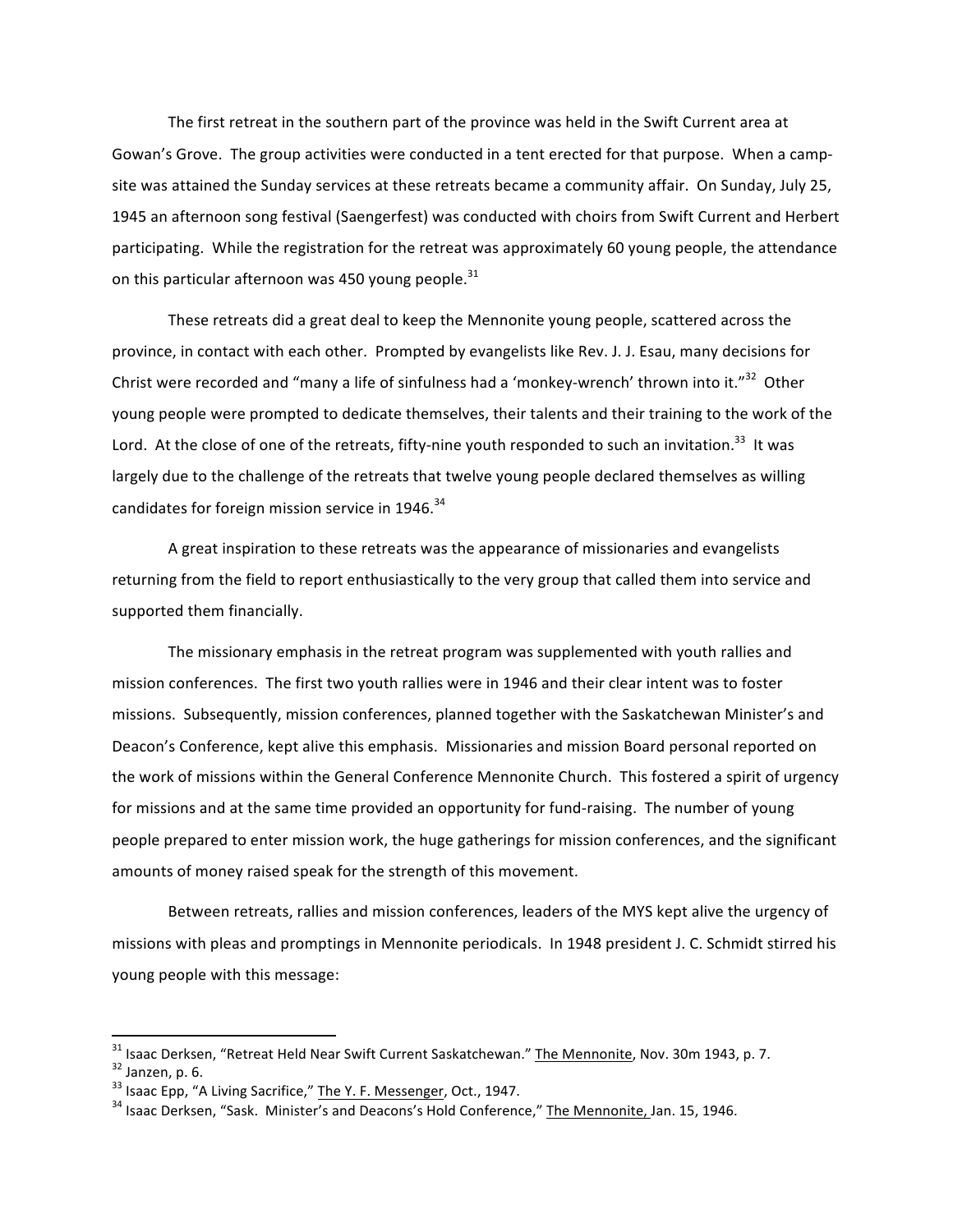The first retreat in the southern part of the province was held in the Swift Current area at Gowan's Grove. The group activities were conducted in a tent erected for that purpose. When a camp-site was attained the Sunday services at these retreats became a community affair. On Sunday, July 25, 1945 an afternoon song festival (Saengerfest) was conducted with choirs from Swift Current and Herbert participating. While the registration for the retreat was approximately 60 young people, the attendance on this particular afternoon was 450 young people.[31]

These retreats did a great deal to keep the Mennonite young people, scattered across the province, in contact with each other. Prompted by evangelists like Rev. J. J. Esau, many decisions for Christ were recorded and "many a life of sinfulness had a 'monkey-wrench' thrown into it."[32] Other young people were prompted to dedicate themselves, their talents and their training to the work of the Lord. At the close of one of the retreats, fifty-nine youth responded to such an invitation.[33] It was largely due to the challenge of the retreats that twelve young people declared themselves as willing candidates for foreign mission service in 1946.[34]

A great inspiration to these retreats was the appearance of missionaries and evangelists returning from the field to report enthusiastically to the very group that called them into service and supported them financially.

The missionary emphasis in the retreat program was supplemented with youth rallies and mission conferences. The first two youth rallies were in 1946 and their clear intent was to foster missions. Subsequently, mission conferences, planned together with the Saskatchewan Minister's and Deacon's Conference, kept alive this emphasis. Missionaries and mission Board personal reported on the work of missions within the General Conference Mennonite Church. This fostered a spirit of urgency for missions and at the same time provided an opportunity for fund-raising. The number of young people prepared to enter mission work, the huge gatherings for mission conferences, and the significant amounts of money raised speak for the strength of this movement.

Between retreats, rallies and mission conferences, leaders of the MYS kept alive the urgency of missions with pleas and promptings in Mennonite periodicals. In 1948 president J. C. Schmidt stirred his young people with this message:

---

[31] Isaac Derksen, "Retreat Held Near Swift Current Saskatchewan." The Mennonite, Nov. 30m 1943, p. 7.

[32] Janzen, p. 6.

[33] Isaac Epp, "A Living Sacrifice," The Y. F. Messenger, Oct., 1947.

[34] Isaac Derksen, "Sask. Minister's and Deacons's Hold Conference," The Mennonite, Jan. 15, 1946.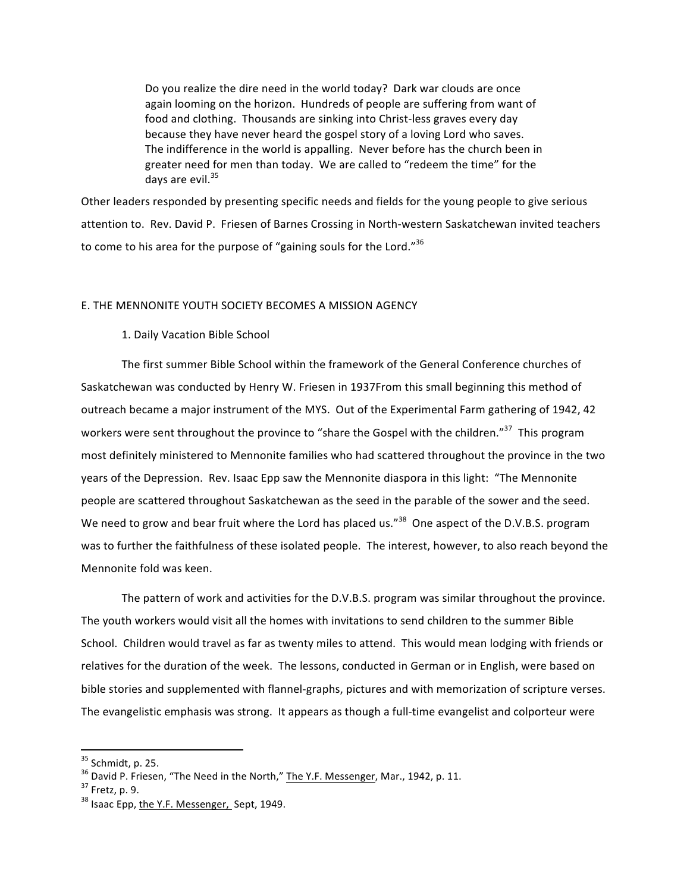> Do you realize the dire need in the world today? Dark war clouds are once again looming on the horizon. Hundreds of people are suffering from want of food and clothing. Thousands are sinking into Christ-less graves every day because they have never heard the gospel story of a loving Lord who saves. The indifference in the world is appalling. Never before has the church been in greater need for men than today. We are called to "redeem the time" for the days are evil.[35]

Other leaders responded by presenting specific needs and fields for the young people to give serious attention to. Rev. David P. Friesen of Barnes Crossing in North-western Saskatchewan invited teachers to come to his area for the purpose of "gaining souls for the Lord."[36]

## E. THE MENNONITE YOUTH SOCIETY BECOMES A MISSION AGENCY

### 1. Daily Vacation Bible School

The first summer Bible School within the framework of the General Conference churches of Saskatchewan was conducted by Henry W. Friesen in 1937From this small beginning this method of outreach became a major instrument of the MYS. Out of the Experimental Farm gathering of 1942, 42 workers were sent throughout the province to "share the Gospel with the children."[37] This program most definitely ministered to Mennonite families who had scattered throughout the province in the two years of the Depression. Rev. Isaac Epp saw the Mennonite diaspora in this light: "The Mennonite people are scattered throughout Saskatchewan as the seed in the parable of the sower and the seed. We need to grow and bear fruit where the Lord has placed us."[38] One aspect of the D.V.B.S. program was to further the faithfulness of these isolated people. The interest, however, to also reach beyond the Mennonite fold was keen.

The pattern of work and activities for the D.V.B.S. program was similar throughout the province. The youth workers would visit all the homes with invitations to send children to the summer Bible School. Children would travel as far as twenty miles to attend. This would mean lodging with friends or relatives for the duration of the week. The lessons, conducted in German or in English, were based on bible stories and supplemented with flannel-graphs, pictures and with memorization of scripture verses. The evangelistic emphasis was strong. It appears as though a full-time evangelist and colporteur were

---

[35] Schmidt, p. 25.

[36] David P. Friesen, "The Need in the North," The Y.F. Messenger, Mar., 1942, p. 11.

[37] Fretz, p. 9.

[38] Isaac Epp, the Y.F. Messenger, Sept, 1949.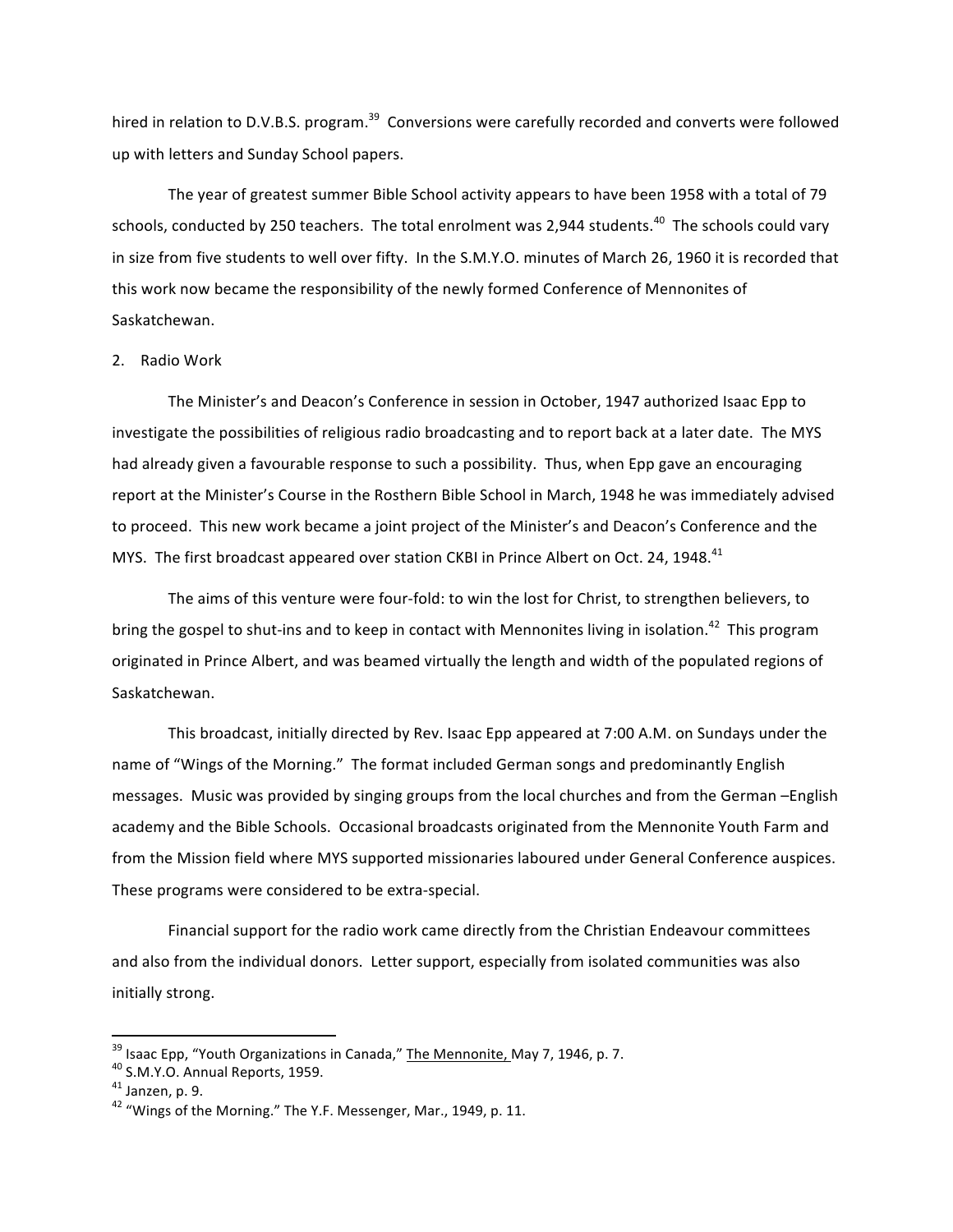hired in relation to D.V.B.S. program.[39] Conversions were carefully recorded and converts were followed up with letters and Sunday School papers.

The year of greatest summer Bible School activity appears to have been 1958 with a total of 79 schools, conducted by 250 teachers. The total enrolment was 2,944 students.[40] The schools could vary in size from five students to well over fifty. In the S.M.Y.O. minutes of March 26, 1960 it is recorded that this work now became the responsibility of the newly formed Conference of Mennonites of Saskatchewan.

2. Radio Work

The Minister's and Deacon's Conference in session in October, 1947 authorized Isaac Epp to investigate the possibilities of religious radio broadcasting and to report back at a later date. The MYS had already given a favourable response to such a possibility. Thus, when Epp gave an encouraging report at the Minister's Course in the Rosthern Bible School in March, 1948 he was immediately advised to proceed. This new work became a joint project of the Minister's and Deacon's Conference and the MYS. The first broadcast appeared over station CKBI in Prince Albert on Oct. 24, 1948.[41]

The aims of this venture were four-fold: to win the lost for Christ, to strengthen believers, to bring the gospel to shut-ins and to keep in contact with Mennonites living in isolation.[42] This program originated in Prince Albert, and was beamed virtually the length and width of the populated regions of Saskatchewan.

This broadcast, initially directed by Rev. Isaac Epp appeared at 7:00 A.M. on Sundays under the name of "Wings of the Morning." The format included German songs and predominantly English messages. Music was provided by singing groups from the local churches and from the German –English academy and the Bible Schools. Occasional broadcasts originated from the Mennonite Youth Farm and from the Mission field where MYS supported missionaries laboured under General Conference auspices. These programs were considered to be extra-special.

Financial support for the radio work came directly from the Christian Endeavour committees and also from the individual donors. Letter support, especially from isolated communities was also initially strong.

---

[39] Isaac Epp, "Youth Organizations in Canada," The Mennonite, May 7, 1946, p. 7.
[40] S.M.Y.O. Annual Reports, 1959.
[41] Janzen, p. 9.
[42] "Wings of the Morning." The Y.F. Messenger, Mar., 1949, p. 11.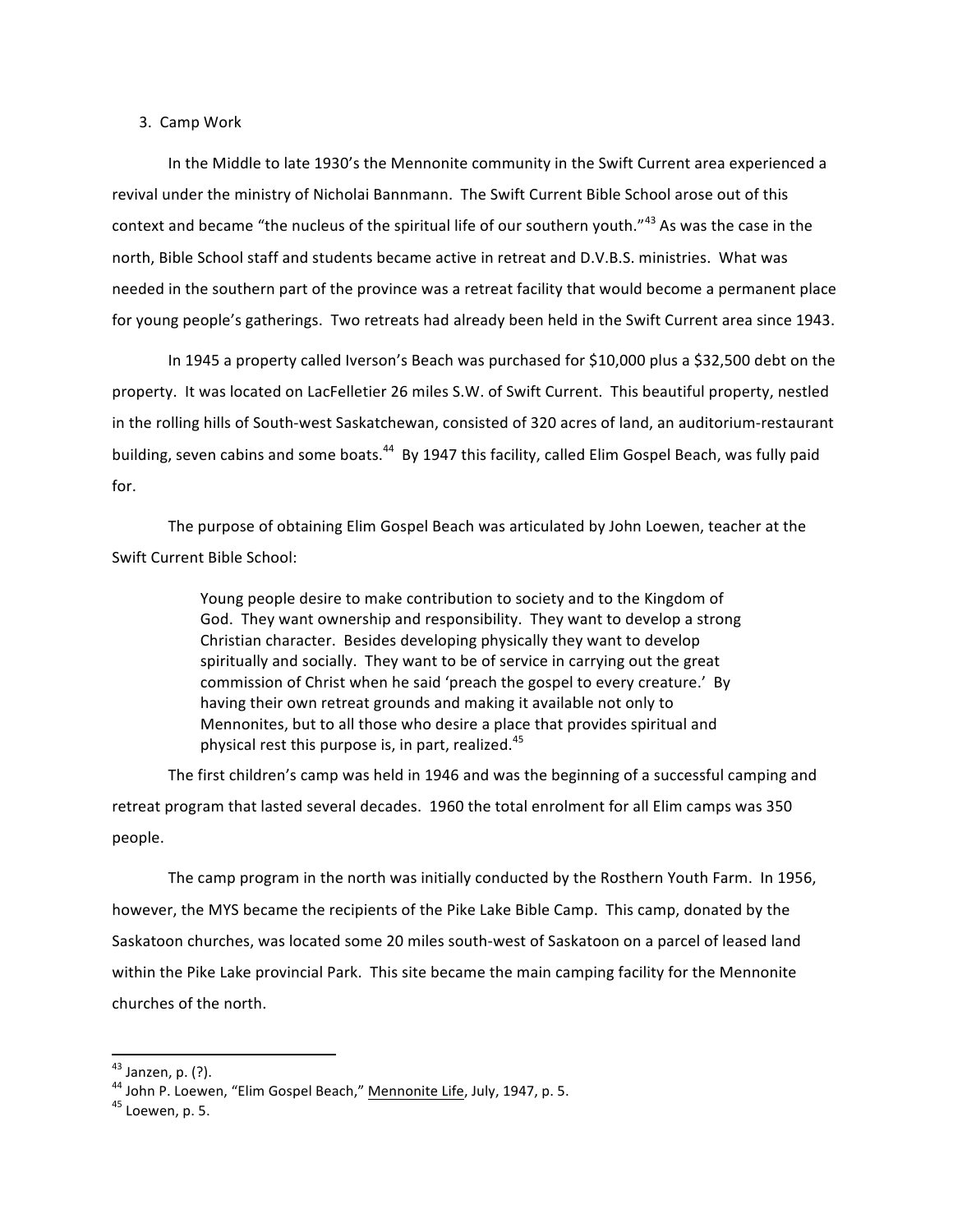3. Camp Work

In the Middle to late 1930's the Mennonite community in the Swift Current area experienced a revival under the ministry of Nicholai Bannmann. The Swift Current Bible School arose out of this context and became "the nucleus of the spiritual life of our southern youth."[43] As was the case in the north, Bible School staff and students became active in retreat and D.V.B.S. ministries. What was needed in the southern part of the province was a retreat facility that would become a permanent place for young people's gatherings. Two retreats had already been held in the Swift Current area since 1943.

In 1945 a property called Iverson's Beach was purchased for $10,000 plus a $32,500 debt on the property. It was located on LacFelletier 26 miles S.W. of Swift Current. This beautiful property, nestled in the rolling hills of South-west Saskatchewan, consisted of 320 acres of land, an auditorium-restaurant building, seven cabins and some boats.[44] By 1947 this facility, called Elim Gospel Beach, was fully paid for.

The purpose of obtaining Elim Gospel Beach was articulated by John Loewen, teacher at the Swift Current Bible School:

> Young people desire to make contribution to society and to the Kingdom of God. They want ownership and responsibility. They want to develop a strong Christian character. Besides developing physically they want to develop spiritually and socially. They want to be of service in carrying out the great commission of Christ when he said 'preach the gospel to every creature.' By having their own retreat grounds and making it available not only to Mennonites, but to all those who desire a place that provides spiritual and physical rest this purpose is, in part, realized.[45]

The first children's camp was held in 1946 and was the beginning of a successful camping and retreat program that lasted several decades. 1960 the total enrolment for all Elim camps was 350 people.

The camp program in the north was initially conducted by the Rosthern Youth Farm. In 1956, however, the MYS became the recipients of the Pike Lake Bible Camp. This camp, donated by the Saskatoon churches, was located some 20 miles south-west of Saskatoon on a parcel of leased land within the Pike Lake provincial Park. This site became the main camping facility for the Mennonite churches of the north.

---

[43] Janzen, p. (?).

[44] John P. Loewen, "Elim Gospel Beach," Mennonite Life, July, 1947, p. 5.

[45] Loewen, p. 5.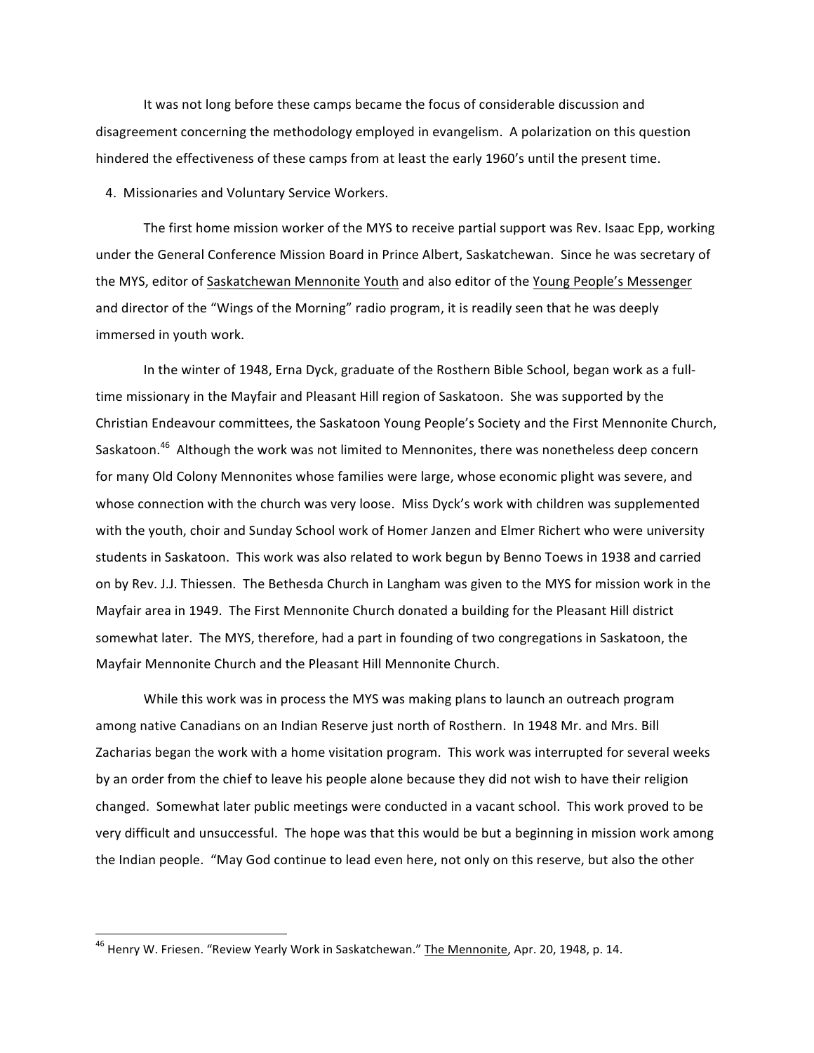It was not long before these camps became the focus of considerable discussion and disagreement concerning the methodology employed in evangelism. A polarization on this question hindered the effectiveness of these camps from at least the early 1960's until the present time.

4. Missionaries and Voluntary Service Workers.

The first home mission worker of the MYS to receive partial support was Rev. Isaac Epp, working under the General Conference Mission Board in Prince Albert, Saskatchewan. Since he was secretary of the MYS, editor of Saskatchewan Mennonite Youth and also editor of the Young People's Messenger and director of the "Wings of the Morning" radio program, it is readily seen that he was deeply immersed in youth work.

In the winter of 1948, Erna Dyck, graduate of the Rosthern Bible School, began work as a full-time missionary in the Mayfair and Pleasant Hill region of Saskatoon. She was supported by the Christian Endeavour committees, the Saskatoon Young People's Society and the First Mennonite Church, Saskatoon.[46] Although the work was not limited to Mennonites, there was nonetheless deep concern for many Old Colony Mennonites whose families were large, whose economic plight was severe, and whose connection with the church was very loose. Miss Dyck's work with children was supplemented with the youth, choir and Sunday School work of Homer Janzen and Elmer Richert who were university students in Saskatoon. This work was also related to work begun by Benno Toews in 1938 and carried on by Rev. J.J. Thiessen. The Bethesda Church in Langham was given to the MYS for mission work in the Mayfair area in 1949. The First Mennonite Church donated a building for the Pleasant Hill district somewhat later. The MYS, therefore, had a part in founding of two congregations in Saskatoon, the Mayfair Mennonite Church and the Pleasant Hill Mennonite Church.

While this work was in process the MYS was making plans to launch an outreach program among native Canadians on an Indian Reserve just north of Rosthern. In 1948 Mr. and Mrs. Bill Zacharias began the work with a home visitation program. This work was interrupted for several weeks by an order from the chief to leave his people alone because they did not wish to have their religion changed. Somewhat later public meetings were conducted in a vacant school. This work proved to be very difficult and unsuccessful. The hope was that this would be but a beginning in mission work among the Indian people. "May God continue to lead even here, not only on this reserve, but also the other

---

[46] Henry W. Friesen. "Review Yearly Work in Saskatchewan." The Mennonite, Apr. 20, 1948, p. 14.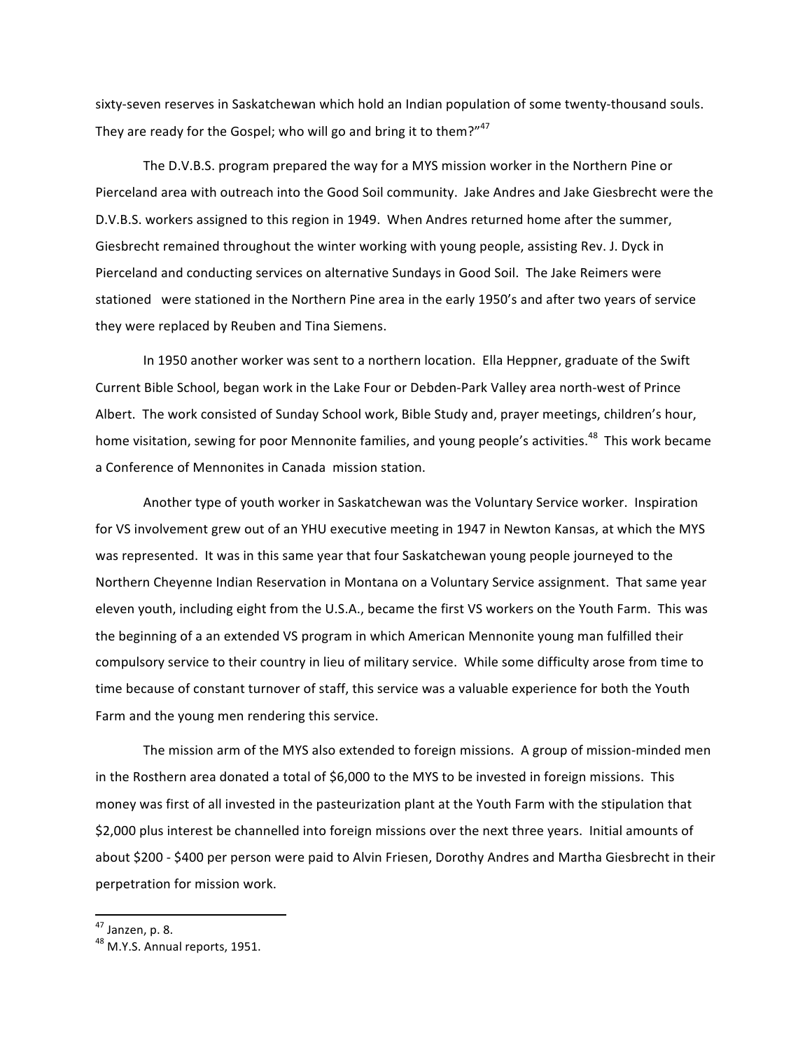sixty-seven reserves in Saskatchewan which hold an Indian population of some twenty-thousand souls. They are ready for the Gospel; who will go and bring it to them?"[47]

The D.V.B.S. program prepared the way for a MYS mission worker in the Northern Pine or Pierceland area with outreach into the Good Soil community. Jake Andres and Jake Giesbrecht were the D.V.B.S. workers assigned to this region in 1949. When Andres returned home after the summer, Giesbrecht remained throughout the winter working with young people, assisting Rev. J. Dyck in Pierceland and conducting services on alternative Sundays in Good Soil. The Jake Reimers were stationed were stationed in the Northern Pine area in the early 1950's and after two years of service they were replaced by Reuben and Tina Siemens.

In 1950 another worker was sent to a northern location. Ella Heppner, graduate of the Swift Current Bible School, began work in the Lake Four or Debden-Park Valley area north-west of Prince Albert. The work consisted of Sunday School work, Bible Study and, prayer meetings, children's hour, home visitation, sewing for poor Mennonite families, and young people's activities.[48] This work became a Conference of Mennonites in Canada mission station.

Another type of youth worker in Saskatchewan was the Voluntary Service worker. Inspiration for VS involvement grew out of an YHU executive meeting in 1947 in Newton Kansas, at which the MYS was represented. It was in this same year that four Saskatchewan young people journeyed to the Northern Cheyenne Indian Reservation in Montana on a Voluntary Service assignment. That same year eleven youth, including eight from the U.S.A., became the first VS workers on the Youth Farm. This was the beginning of a an extended VS program in which American Mennonite young man fulfilled their compulsory service to their country in lieu of military service. While some difficulty arose from time to time because of constant turnover of staff, this service was a valuable experience for both the Youth Farm and the young men rendering this service.

The mission arm of the MYS also extended to foreign missions. A group of mission-minded men in the Rosthern area donated a total of $6,000 to the MYS to be invested in foreign missions. This money was first of all invested in the pasteurization plant at the Youth Farm with the stipulation that $2,000 plus interest be channelled into foreign missions over the next three years. Initial amounts of about $200 - $400 per person were paid to Alvin Friesen, Dorothy Andres and Martha Giesbrecht in their perpetration for mission work.

---

[47] Janzen, p. 8.

[48] M.Y.S. Annual reports, 1951.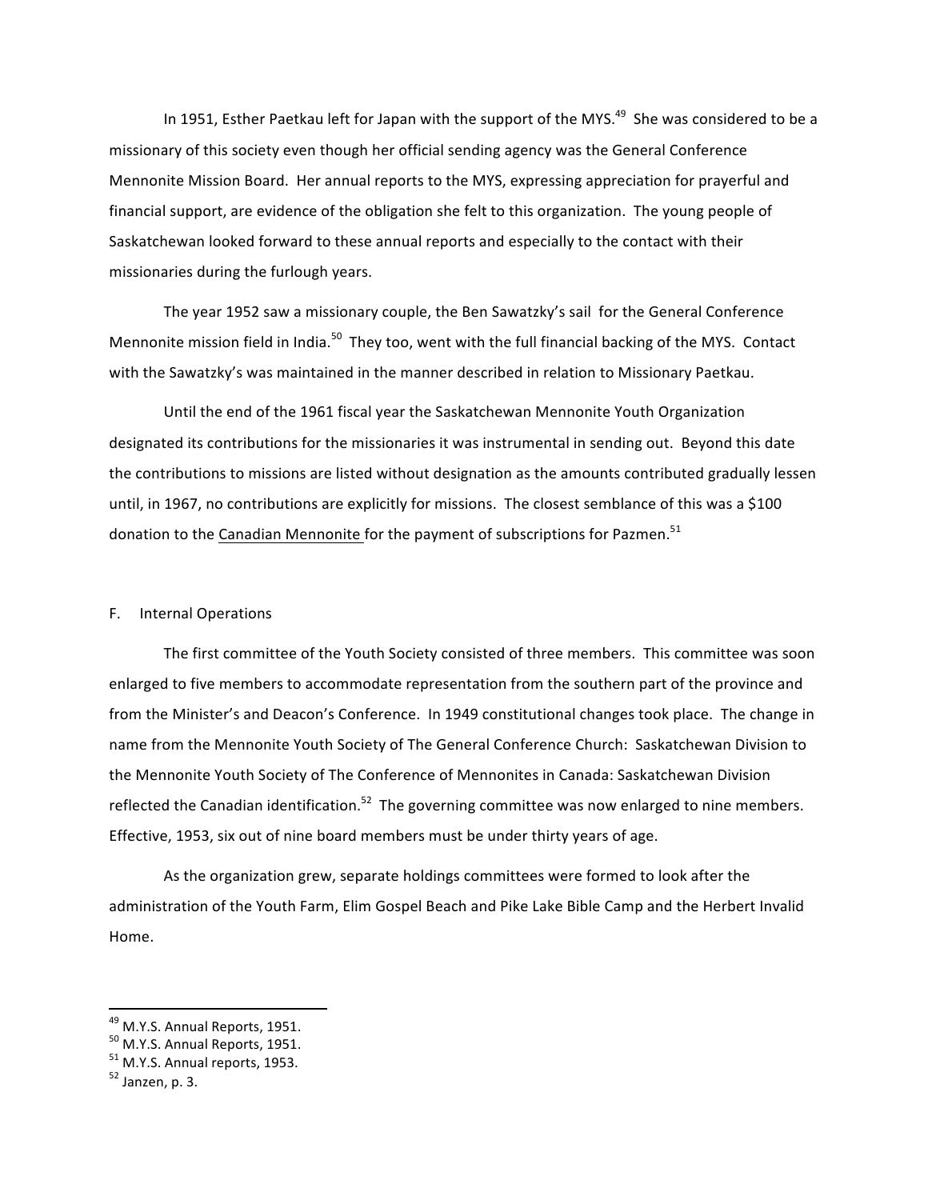In 1951, Esther Paetkau left for Japan with the support of the MYS.[49] She was considered to be a missionary of this society even though her official sending agency was the General Conference Mennonite Mission Board. Her annual reports to the MYS, expressing appreciation for prayerful and financial support, are evidence of the obligation she felt to this organization. The young people of Saskatchewan looked forward to these annual reports and especially to the contact with their missionaries during the furlough years.

The year 1952 saw a missionary couple, the Ben Sawatzky's sail for the General Conference Mennonite mission field in India.[50] They too, went with the full financial backing of the MYS. Contact with the Sawatzky's was maintained in the manner described in relation to Missionary Paetkau.

Until the end of the 1961 fiscal year the Saskatchewan Mennonite Youth Organization designated its contributions for the missionaries it was instrumental in sending out. Beyond this date the contributions to missions are listed without designation as the amounts contributed gradually lessen until, in 1967, no contributions are explicitly for missions. The closest semblance of this was a $100 donation to the Canadian Mennonite for the payment of subscriptions for Pazmen.[51]

## F. Internal Operations

The first committee of the Youth Society consisted of three members. This committee was soon enlarged to five members to accommodate representation from the southern part of the province and from the Minister's and Deacon's Conference. In 1949 constitutional changes took place. The change in name from the Mennonite Youth Society of The General Conference Church: Saskatchewan Division to the Mennonite Youth Society of The Conference of Mennonites in Canada: Saskatchewan Division reflected the Canadian identification.[52] The governing committee was now enlarged to nine members. Effective, 1953, six out of nine board members must be under thirty years of age.

As the organization grew, separate holdings committees were formed to look after the administration of the Youth Farm, Elim Gospel Beach and Pike Lake Bible Camp and the Herbert Invalid Home.

---

[49] M.Y.S. Annual Reports, 1951.
[50] M.Y.S. Annual Reports, 1951.
[51] M.Y.S. Annual reports, 1953.
[52] Janzen, p. 3.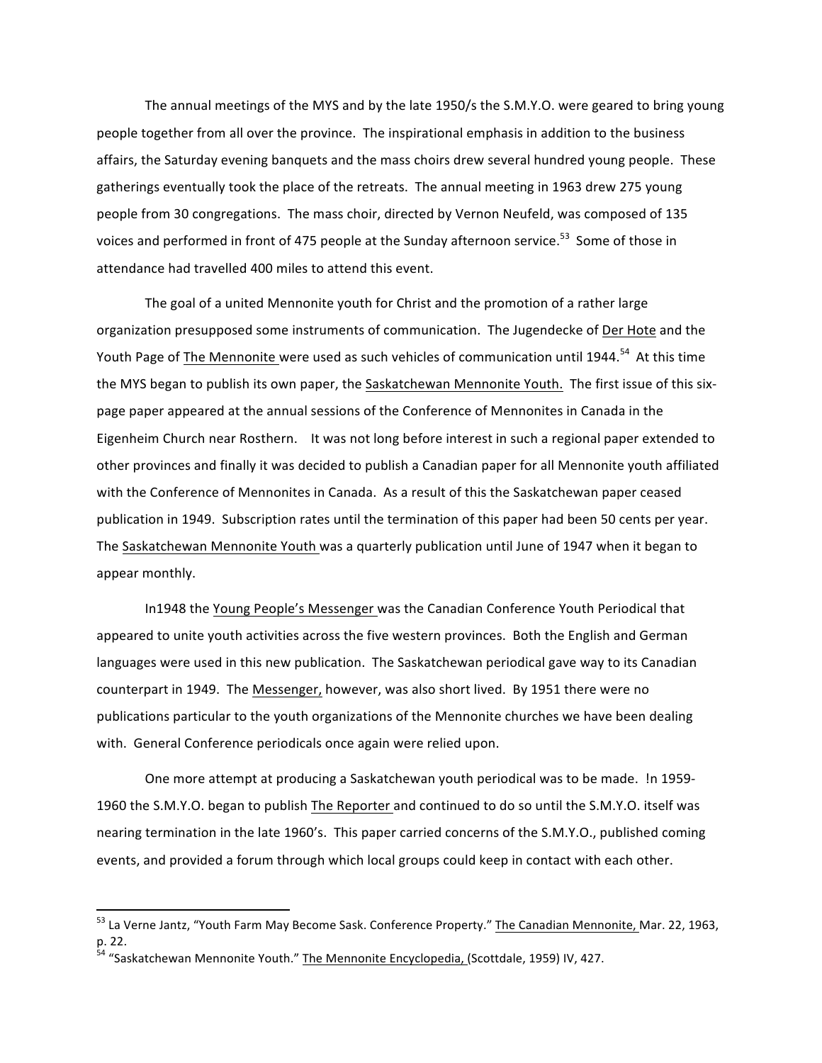The annual meetings of the MYS and by the late 1950/s the S.M.Y.O. were geared to bring young people together from all over the province. The inspirational emphasis in addition to the business affairs, the Saturday evening banquets and the mass choirs drew several hundred young people. These gatherings eventually took the place of the retreats. The annual meeting in 1963 drew 275 young people from 30 congregations. The mass choir, directed by Vernon Neufeld, was composed of 135 voices and performed in front of 475 people at the Sunday afternoon service.[53] Some of those in attendance had travelled 400 miles to attend this event.

The goal of a united Mennonite youth for Christ and the promotion of a rather large organization presupposed some instruments of communication. The Jugendecke of Der Hote and the Youth Page of The Mennonite were used as such vehicles of communication until 1944.[54] At this time the MYS began to publish its own paper, the Saskatchewan Mennonite Youth. The first issue of this six-page paper appeared at the annual sessions of the Conference of Mennonites in Canada in the Eigenheim Church near Rosthern. It was not long before interest in such a regional paper extended to other provinces and finally it was decided to publish a Canadian paper for all Mennonite youth affiliated with the Conference of Mennonites in Canada. As a result of this the Saskatchewan paper ceased publication in 1949. Subscription rates until the termination of this paper had been 50 cents per year. The Saskatchewan Mennonite Youth was a quarterly publication until June of 1947 when it began to appear monthly.

In1948 the Young People's Messenger was the Canadian Conference Youth Periodical that appeared to unite youth activities across the five western provinces. Both the English and German languages were used in this new publication. The Saskatchewan periodical gave way to its Canadian counterpart in 1949. The Messenger, however, was also short lived. By 1951 there were no publications particular to the youth organizations of the Mennonite churches we have been dealing with. General Conference periodicals once again were relied upon.

One more attempt at producing a Saskatchewan youth periodical was to be made. !n 1959-1960 the S.M.Y.O. began to publish The Reporter and continued to do so until the S.M.Y.O. itself was nearing termination in the late 1960's. This paper carried concerns of the S.M.Y.O., published coming events, and provided a forum through which local groups could keep in contact with each other.

---

[53] La Verne Jantz, "Youth Farm May Become Sask. Conference Property." The Canadian Mennonite, Mar. 22, 1963, p. 22.

[54] "Saskatchewan Mennonite Youth." The Mennonite Encyclopedia, (Scottdale, 1959) IV, 427.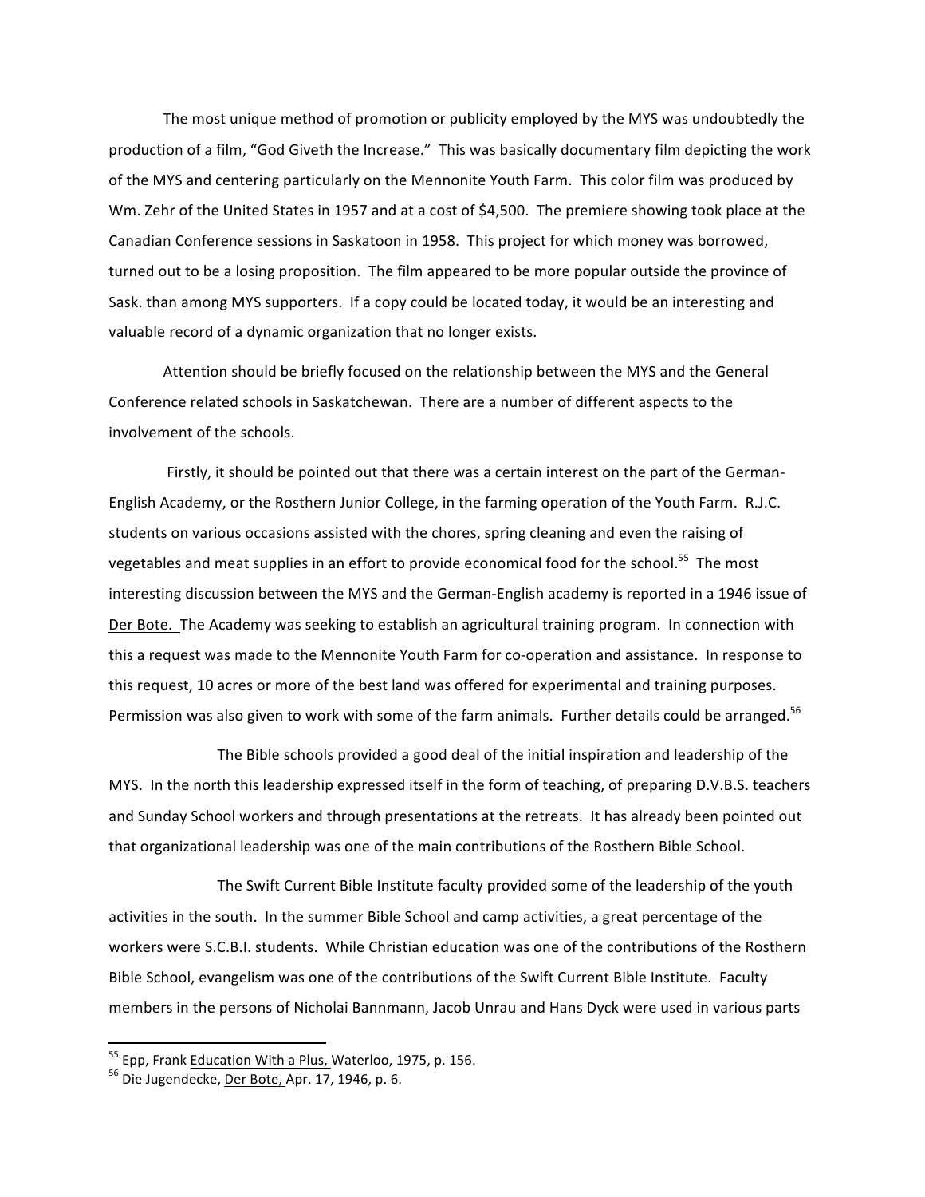The most unique method of promotion or publicity employed by the MYS was undoubtedly the production of a film, "God Giveth the Increase." This was basically documentary film depicting the work of the MYS and centering particularly on the Mennonite Youth Farm. This color film was produced by Wm. Zehr of the United States in 1957 and at a cost of $4,500. The premiere showing took place at the Canadian Conference sessions in Saskatoon in 1958. This project for which money was borrowed, turned out to be a losing proposition. The film appeared to be more popular outside the province of Sask. than among MYS supporters. If a copy could be located today, it would be an interesting and valuable record of a dynamic organization that no longer exists.

Attention should be briefly focused on the relationship between the MYS and the General Conference related schools in Saskatchewan. There are a number of different aspects to the involvement of the schools.

Firstly, it should be pointed out that there was a certain interest on the part of the German-English Academy, or the Rosthern Junior College, in the farming operation of the Youth Farm. R.J.C. students on various occasions assisted with the chores, spring cleaning and even the raising of vegetables and meat supplies in an effort to provide economical food for the school.[55] The most interesting discussion between the MYS and the German-English academy is reported in a 1946 issue of Der Bote. The Academy was seeking to establish an agricultural training program. In connection with this a request was made to the Mennonite Youth Farm for co-operation and assistance. In response to this request, 10 acres or more of the best land was offered for experimental and training purposes. Permission was also given to work with some of the farm animals. Further details could be arranged.[56]

The Bible schools provided a good deal of the initial inspiration and leadership of the MYS. In the north this leadership expressed itself in the form of teaching, of preparing D.V.B.S. teachers and Sunday School workers and through presentations at the retreats. It has already been pointed out that organizational leadership was one of the main contributions of the Rosthern Bible School.

The Swift Current Bible Institute faculty provided some of the leadership of the youth activities in the south. In the summer Bible School and camp activities, a great percentage of the workers were S.C.B.I. students. While Christian education was one of the contributions of the Rosthern Bible School, evangelism was one of the contributions of the Swift Current Bible Institute. Faculty members in the persons of Nicholai Bannmann, Jacob Unrau and Hans Dyck were used in various parts

---

[55] Epp, Frank Education With a Plus, Waterloo, 1975, p. 156.

[56] Die Jugendecke, Der Bote, Apr. 17, 1946, p. 6.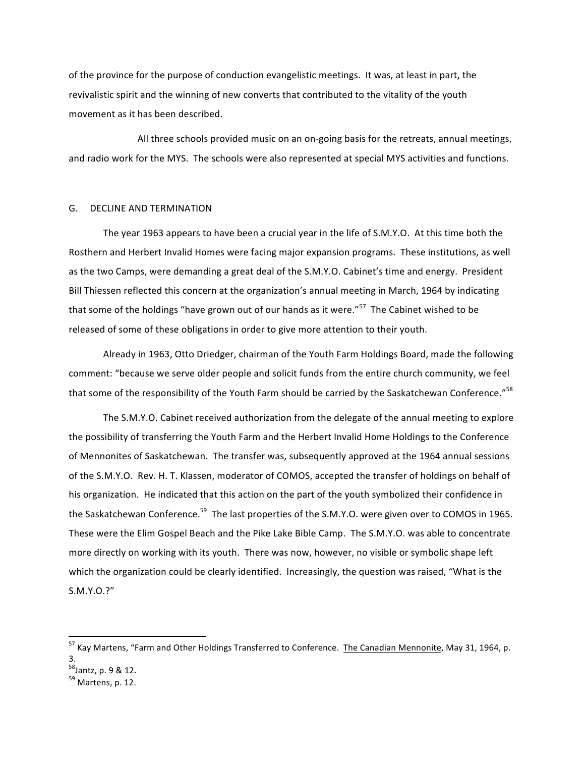of the province for the purpose of conduction evangelistic meetings. It was, at least in part, the revivalistic spirit and the winning of new converts that contributed to the vitality of the youth movement as it has been described.

All three schools provided music on an on-going basis for the retreats, annual meetings, and radio work for the MYS. The schools were also represented at special MYS activities and functions.

## G. DECLINE AND TERMINATION

The year 1963 appears to have been a crucial year in the life of S.M.Y.O. At this time both the Rosthern and Herbert Invalid Homes were facing major expansion programs. These institutions, as well as the two Camps, were demanding a great deal of the S.M.Y.O. Cabinet's time and energy. President Bill Thiessen reflected this concern at the organization's annual meeting in March, 1964 by indicating that some of the holdings "have grown out of our hands as it were."[57] The Cabinet wished to be released of some of these obligations in order to give more attention to their youth.

Already in 1963, Otto Driedger, chairman of the Youth Farm Holdings Board, made the following comment: "because we serve older people and solicit funds from the entire church community, we feel that some of the responsibility of the Youth Farm should be carried by the Saskatchewan Conference."[58]

The S.M.Y.O. Cabinet received authorization from the delegate of the annual meeting to explore the possibility of transferring the Youth Farm and the Herbert Invalid Home Holdings to the Conference of Mennonites of Saskatchewan. The transfer was, subsequently approved at the 1964 annual sessions of the S.M.Y.O. Rev. H. T. Klassen, moderator of COMOS, accepted the transfer of holdings on behalf of his organization. He indicated that this action on the part of the youth symbolized their confidence in the Saskatchewan Conference.[59] The last properties of the S.M.Y.O. were given over to COMOS in 1965. These were the Elim Gospel Beach and the Pike Lake Bible Camp. The S.M.Y.O. was able to concentrate more directly on working with its youth. There was now, however, no visible or symbolic shape left which the organization could be clearly identified. Increasingly, the question was raised, "What is the S.M.Y.O.?"

---

[57] Kay Martens, "Farm and Other Holdings Transferred to Conference. The Canadian Mennonite, May 31, 1964, p. 3.

[58] Jantz, p. 9 & 12.

[59] Martens, p. 12.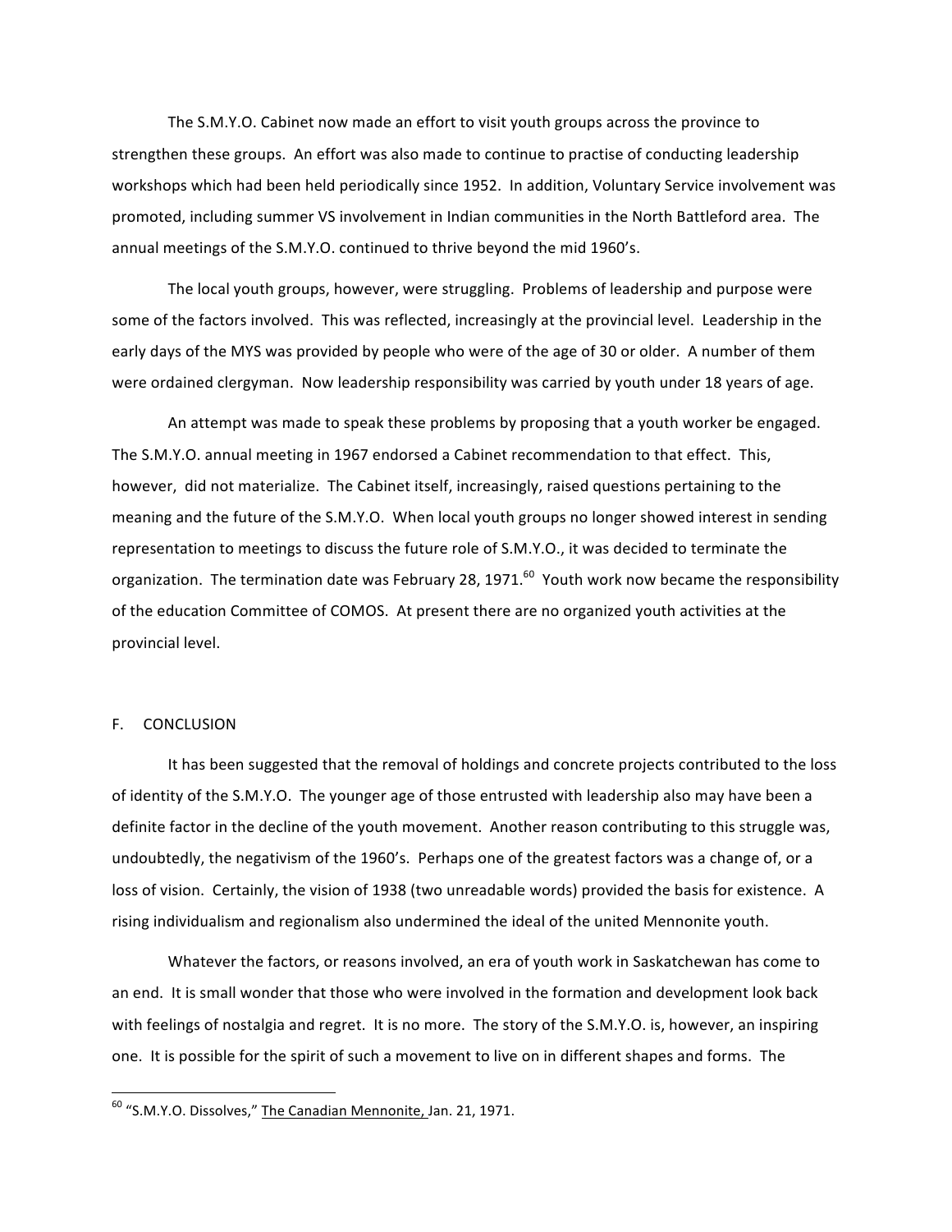The S.M.Y.O. Cabinet now made an effort to visit youth groups across the province to strengthen these groups. An effort was also made to continue to practise of conducting leadership workshops which had been held periodically since 1952. In addition, Voluntary Service involvement was promoted, including summer VS involvement in Indian communities in the North Battleford area. The annual meetings of the S.M.Y.O. continued to thrive beyond the mid 1960's.

The local youth groups, however, were struggling. Problems of leadership and purpose were some of the factors involved. This was reflected, increasingly at the provincial level. Leadership in the early days of the MYS was provided by people who were of the age of 30 or older. A number of them were ordained clergyman. Now leadership responsibility was carried by youth under 18 years of age.

An attempt was made to speak these problems by proposing that a youth worker be engaged. The S.M.Y.O. annual meeting in 1967 endorsed a Cabinet recommendation to that effect. This, however, did not materialize. The Cabinet itself, increasingly, raised questions pertaining to the meaning and the future of the S.M.Y.O. When local youth groups no longer showed interest in sending representation to meetings to discuss the future role of S.M.Y.O., it was decided to terminate the organization. The termination date was February 28, 1971.[60] Youth work now became the responsibility of the education Committee of COMOS. At present there are no organized youth activities at the provincial level.

## F. CONCLUSION

It has been suggested that the removal of holdings and concrete projects contributed to the loss of identity of the S.M.Y.O. The younger age of those entrusted with leadership also may have been a definite factor in the decline of the youth movement. Another reason contributing to this struggle was, undoubtedly, the negativism of the 1960's. Perhaps one of the greatest factors was a change of, or a loss of vision. Certainly, the vision of 1938 (two unreadable words) provided the basis for existence. A rising individualism and regionalism also undermined the ideal of the united Mennonite youth.

Whatever the factors, or reasons involved, an era of youth work in Saskatchewan has come to an end. It is small wonder that those who were involved in the formation and development look back with feelings of nostalgia and regret. It is no more. The story of the S.M.Y.O. is, however, an inspiring one. It is possible for the spirit of such a movement to live on in different shapes and forms. The

[60] "S.M.Y.O. Dissolves," The Canadian Mennonite, Jan. 21, 1971.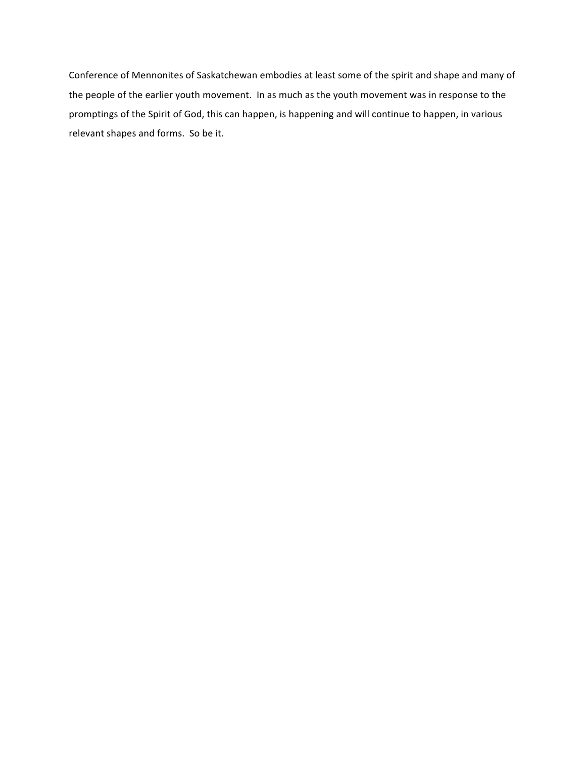Conference of Mennonites of Saskatchewan embodies at least some of the spirit and shape and many of the people of the earlier youth movement. In as much as the youth movement was in response to the promptings of the Spirit of God, this can happen, is happening and will continue to happen, in various relevant shapes and forms. So be it.